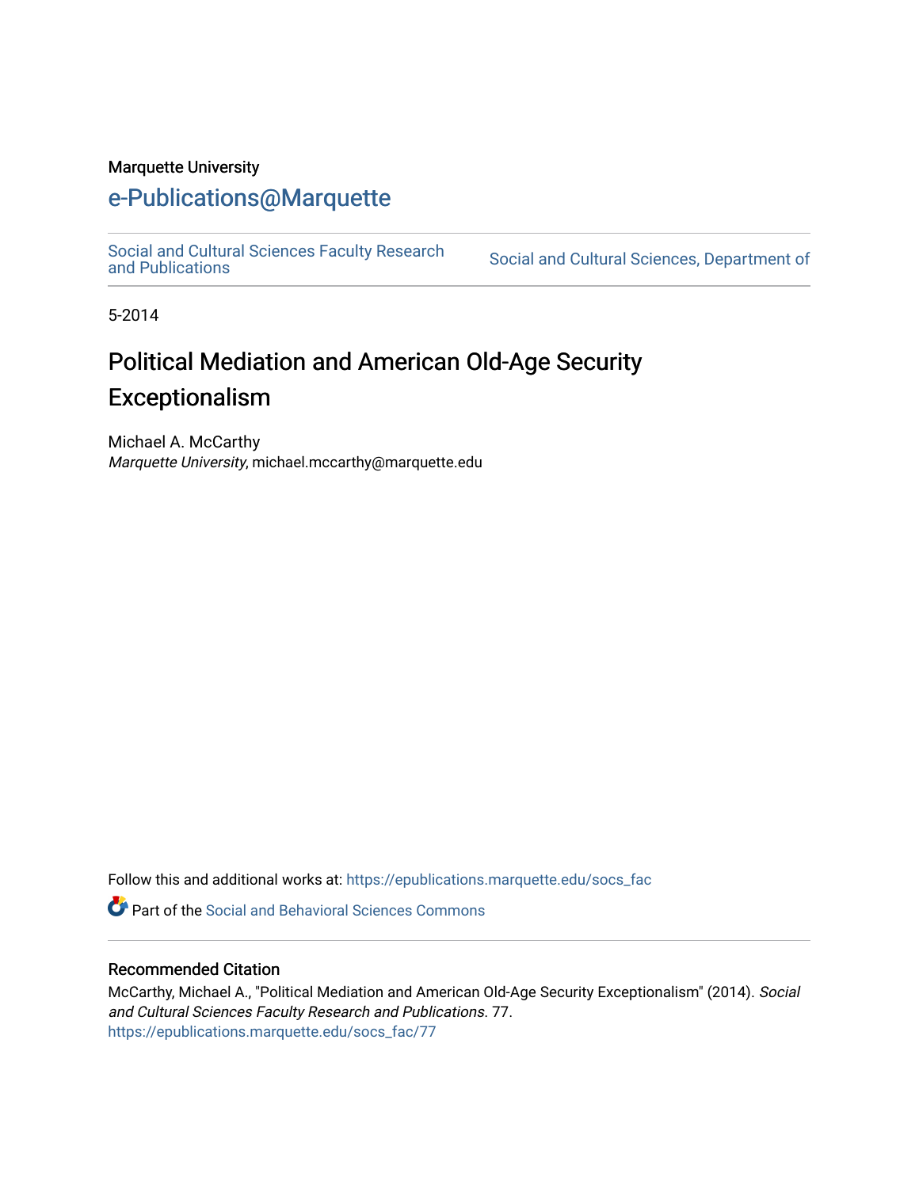Marquette University

# e-Publications@Marquette

Social and Cultural Sciences Faculty Research and Publications | Social and Cultural Sciences, Department of

5-2014

## Political Mediation and American Old-Age Security Exceptionalism

Michael A. McCarthy
*Marquette University*, michael.mccarthy@marquette.edu

Follow this and additional works at: https://epublications.marquette.edu/socs_fac

Part of the Social and Behavioral Sciences Commons

### Recommended Citation

McCarthy, Michael A., "Political Mediation and American Old-Age Security Exceptionalism" (2014). *Social and Cultural Sciences Faculty Research and Publications*. 77.
https://epublications.marquette.edu/socs_fac/77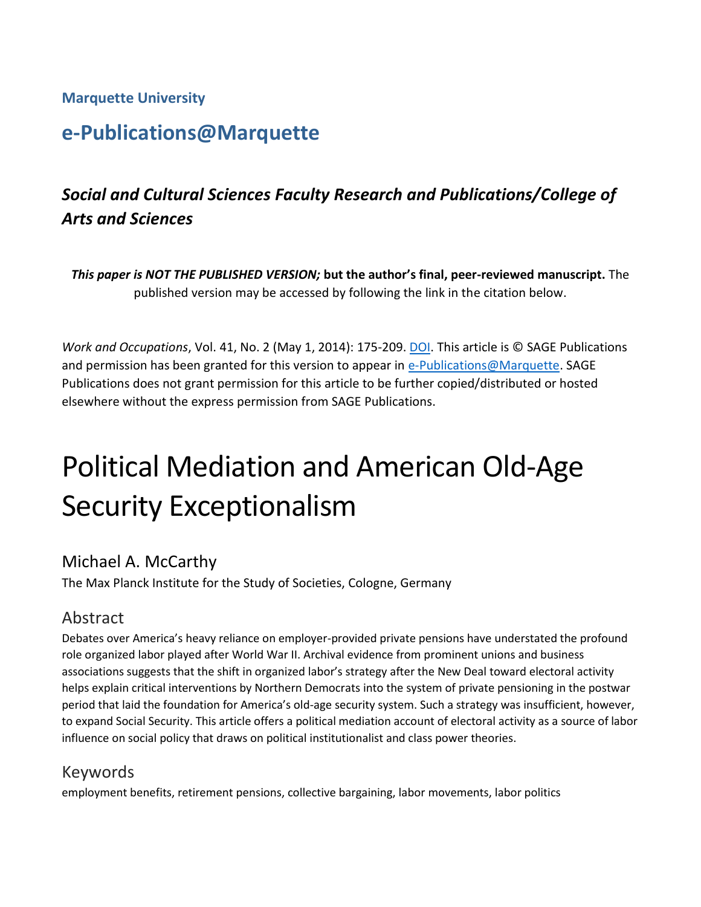**Marquette University**

## e-Publications@Marquette

### *Social and Cultural Sciences Faculty Research and Publications/College of Arts and Sciences*

***This paper is NOT THE PUBLISHED VERSION;* but the author's final, peer-reviewed manuscript.** The published version may be accessed by following the link in the citation below.

*Work and Occupations*, Vol. 41, No. 2 (May 1, 2014): 175-209. DOI. This article is © SAGE Publications and permission has been granted for this version to appear in e-Publications@Marquette. SAGE Publications does not grant permission for this article to be further copied/distributed or hosted elsewhere without the express permission from SAGE Publications.

# Political Mediation and American Old-Age Security Exceptionalism

Michael A. McCarthy

The Max Planck Institute for the Study of Societies, Cologne, Germany

## Abstract

Debates over America's heavy reliance on employer-provided private pensions have understated the profound role organized labor played after World War II. Archival evidence from prominent unions and business associations suggests that the shift in organized labor's strategy after the New Deal toward electoral activity helps explain critical interventions by Northern Democrats into the system of private pensioning in the postwar period that laid the foundation for America's old-age security system. Such a strategy was insufficient, however, to expand Social Security. This article offers a political mediation account of electoral activity as a source of labor influence on social policy that draws on political institutionalist and class power theories.

## Keywords

employment benefits, retirement pensions, collective bargaining, labor movements, labor politics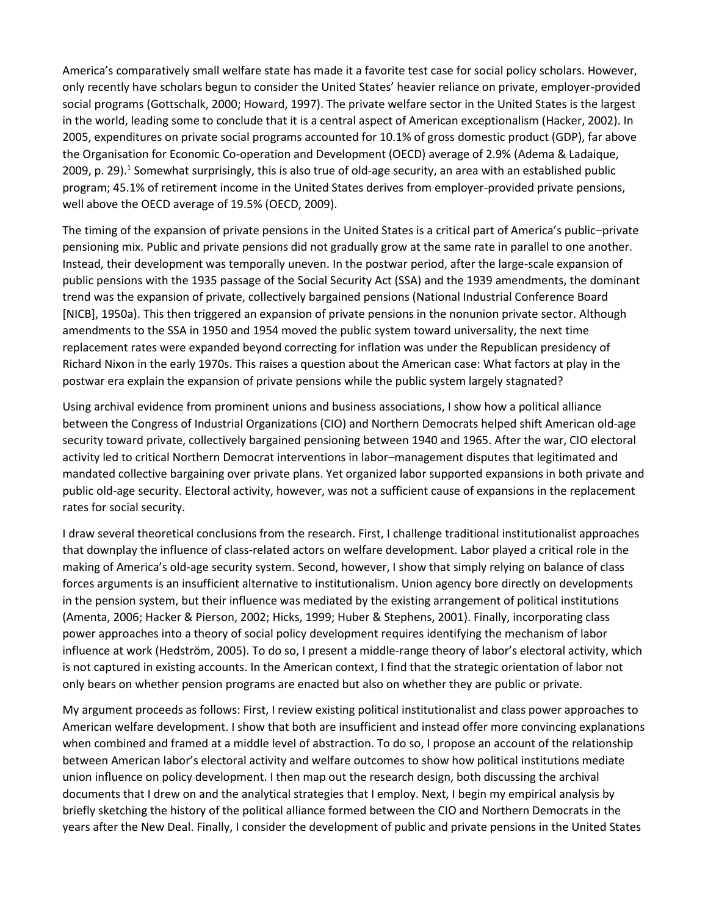America's comparatively small welfare state has made it a favorite test case for social policy scholars. However, only recently have scholars begun to consider the United States' heavier reliance on private, employer-provided social programs (Gottschalk, 2000; Howard, 1997). The private welfare sector in the United States is the largest in the world, leading some to conclude that it is a central aspect of American exceptionalism (Hacker, 2002). In 2005, expenditures on private social programs accounted for 10.1% of gross domestic product (GDP), far above the Organisation for Economic Co-operation and Development (OECD) average of 2.9% (Adema & Ladaique, 2009, p. 29).[1] Somewhat surprisingly, this is also true of old-age security, an area with an established public program; 45.1% of retirement income in the United States derives from employer-provided private pensions, well above the OECD average of 19.5% (OECD, 2009).

The timing of the expansion of private pensions in the United States is a critical part of America's public–private pensioning mix. Public and private pensions did not gradually grow at the same rate in parallel to one another. Instead, their development was temporally uneven. In the postwar period, after the large-scale expansion of public pensions with the 1935 passage of the Social Security Act (SSA) and the 1939 amendments, the dominant trend was the expansion of private, collectively bargained pensions (National Industrial Conference Board [NICB], 1950a). This then triggered an expansion of private pensions in the nonunion private sector. Although amendments to the SSA in 1950 and 1954 moved the public system toward universality, the next time replacement rates were expanded beyond correcting for inflation was under the Republican presidency of Richard Nixon in the early 1970s. This raises a question about the American case: What factors at play in the postwar era explain the expansion of private pensions while the public system largely stagnated?

Using archival evidence from prominent unions and business associations, I show how a political alliance between the Congress of Industrial Organizations (CIO) and Northern Democrats helped shift American old-age security toward private, collectively bargained pensioning between 1940 and 1965. After the war, CIO electoral activity led to critical Northern Democrat interventions in labor–management disputes that legitimated and mandated collective bargaining over private plans. Yet organized labor supported expansions in both private and public old-age security. Electoral activity, however, was not a sufficient cause of expansions in the replacement rates for social security.

I draw several theoretical conclusions from the research. First, I challenge traditional institutionalist approaches that downplay the influence of class-related actors on welfare development. Labor played a critical role in the making of America's old-age security system. Second, however, I show that simply relying on balance of class forces arguments is an insufficient alternative to institutionalism. Union agency bore directly on developments in the pension system, but their influence was mediated by the existing arrangement of political institutions (Amenta, 2006; Hacker & Pierson, 2002; Hicks, 1999; Huber & Stephens, 2001). Finally, incorporating class power approaches into a theory of social policy development requires identifying the mechanism of labor influence at work (Hedström, 2005). To do so, I present a middle-range theory of labor's electoral activity, which is not captured in existing accounts. In the American context, I find that the strategic orientation of labor not only bears on whether pension programs are enacted but also on whether they are public or private.

My argument proceeds as follows: First, I review existing political institutionalist and class power approaches to American welfare development. I show that both are insufficient and instead offer more convincing explanations when combined and framed at a middle level of abstraction. To do so, I propose an account of the relationship between American labor's electoral activity and welfare outcomes to show how political institutions mediate union influence on policy development. I then map out the research design, both discussing the archival documents that I drew on and the analytical strategies that I employ. Next, I begin my empirical analysis by briefly sketching the history of the political alliance formed between the CIO and Northern Democrats in the years after the New Deal. Finally, I consider the development of public and private pensions in the United States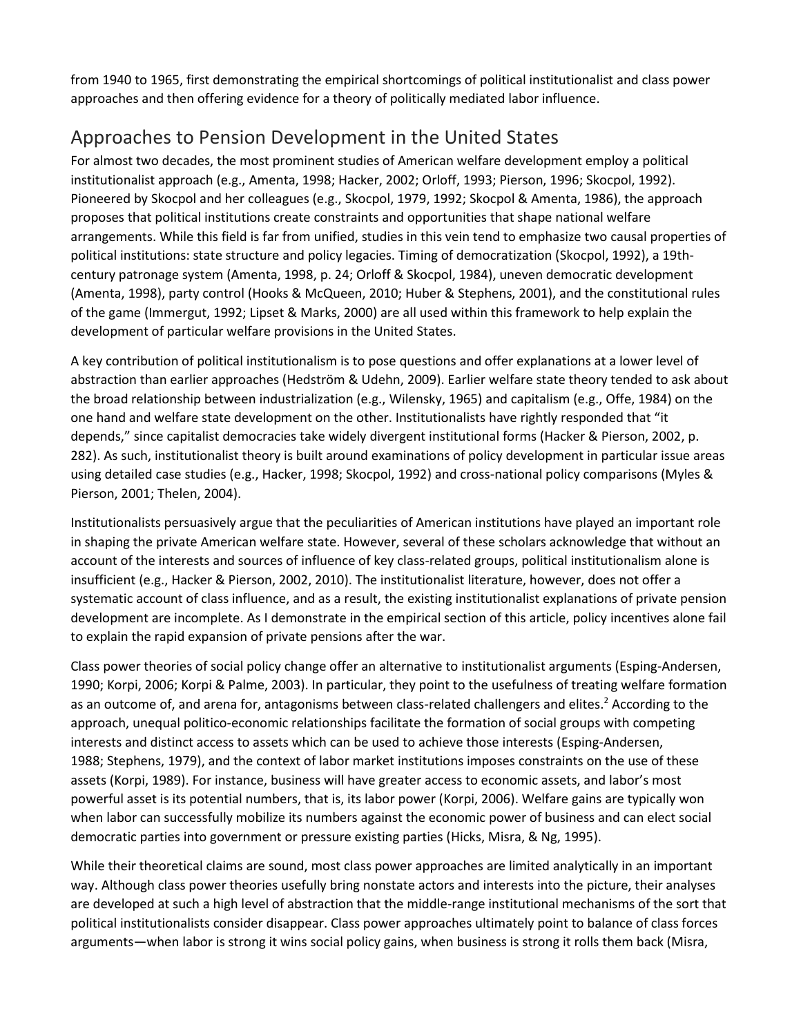from 1940 to 1965, first demonstrating the empirical shortcomings of political institutionalist and class power approaches and then offering evidence for a theory of politically mediated labor influence.

## Approaches to Pension Development in the United States

For almost two decades, the most prominent studies of American welfare development employ a political institutionalist approach (e.g., Amenta, 1998; Hacker, 2002; Orloff, 1993; Pierson, 1996; Skocpol, 1992). Pioneered by Skocpol and her colleagues (e.g., Skocpol, 1979, 1992; Skocpol & Amenta, 1986), the approach proposes that political institutions create constraints and opportunities that shape national welfare arrangements. While this field is far from unified, studies in this vein tend to emphasize two causal properties of political institutions: state structure and policy legacies. Timing of democratization (Skocpol, 1992), a 19th-century patronage system (Amenta, 1998, p. 24; Orloff & Skocpol, 1984), uneven democratic development (Amenta, 1998), party control (Hooks & McQueen, 2010; Huber & Stephens, 2001), and the constitutional rules of the game (Immergut, 1992; Lipset & Marks, 2000) are all used within this framework to help explain the development of particular welfare provisions in the United States.

A key contribution of political institutionalism is to pose questions and offer explanations at a lower level of abstraction than earlier approaches (Hedström & Udehn, 2009). Earlier welfare state theory tended to ask about the broad relationship between industrialization (e.g., Wilensky, 1965) and capitalism (e.g., Offe, 1984) on the one hand and welfare state development on the other. Institutionalists have rightly responded that "it depends," since capitalist democracies take widely divergent institutional forms (Hacker & Pierson, 2002, p. 282). As such, institutionalist theory is built around examinations of policy development in particular issue areas using detailed case studies (e.g., Hacker, 1998; Skocpol, 1992) and cross-national policy comparisons (Myles & Pierson, 2001; Thelen, 2004).

Institutionalists persuasively argue that the peculiarities of American institutions have played an important role in shaping the private American welfare state. However, several of these scholars acknowledge that without an account of the interests and sources of influence of key class-related groups, political institutionalism alone is insufficient (e.g., Hacker & Pierson, 2002, 2010). The institutionalist literature, however, does not offer a systematic account of class influence, and as a result, the existing institutionalist explanations of private pension development are incomplete. As I demonstrate in the empirical section of this article, policy incentives alone fail to explain the rapid expansion of private pensions after the war.

Class power theories of social policy change offer an alternative to institutionalist arguments (Esping-Andersen, 1990; Korpi, 2006; Korpi & Palme, 2003). In particular, they point to the usefulness of treating welfare formation as an outcome of, and arena for, antagonisms between class-related challengers and elites.[2] According to the approach, unequal politico-economic relationships facilitate the formation of social groups with competing interests and distinct access to assets which can be used to achieve those interests (Esping-Andersen, 1988; Stephens, 1979), and the context of labor market institutions imposes constraints on the use of these assets (Korpi, 1989). For instance, business will have greater access to economic assets, and labor's most powerful asset is its potential numbers, that is, its labor power (Korpi, 2006). Welfare gains are typically won when labor can successfully mobilize its numbers against the economic power of business and can elect social democratic parties into government or pressure existing parties (Hicks, Misra, & Ng, 1995).

While their theoretical claims are sound, most class power approaches are limited analytically in an important way. Although class power theories usefully bring nonstate actors and interests into the picture, their analyses are developed at such a high level of abstraction that the middle-range institutional mechanisms of the sort that political institutionalists consider disappear. Class power approaches ultimately point to balance of class forces arguments—when labor is strong it wins social policy gains, when business is strong it rolls them back (Misra,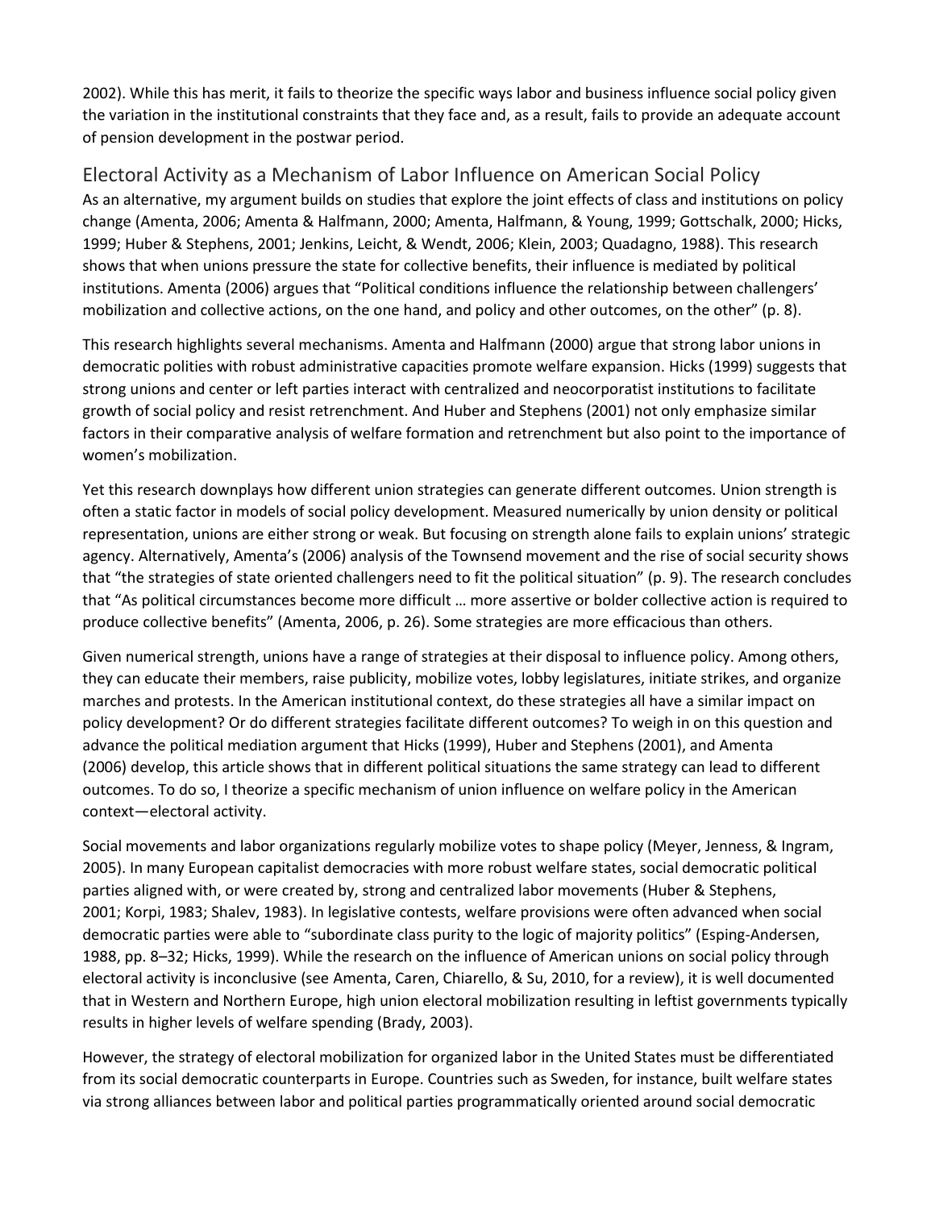2002). While this has merit, it fails to theorize the specific ways labor and business influence social policy given the variation in the institutional constraints that they face and, as a result, fails to provide an adequate account of pension development in the postwar period.

## Electoral Activity as a Mechanism of Labor Influence on American Social Policy

As an alternative, my argument builds on studies that explore the joint effects of class and institutions on policy change (Amenta, 2006; Amenta & Halfmann, 2000; Amenta, Halfmann, & Young, 1999; Gottschalk, 2000; Hicks, 1999; Huber & Stephens, 2001; Jenkins, Leicht, & Wendt, 2006; Klein, 2003; Quadagno, 1988). This research shows that when unions pressure the state for collective benefits, their influence is mediated by political institutions. Amenta (2006) argues that "Political conditions influence the relationship between challengers' mobilization and collective actions, on the one hand, and policy and other outcomes, on the other" (p. 8).

This research highlights several mechanisms. Amenta and Halfmann (2000) argue that strong labor unions in democratic polities with robust administrative capacities promote welfare expansion. Hicks (1999) suggests that strong unions and center or left parties interact with centralized and neocorporatist institutions to facilitate growth of social policy and resist retrenchment. And Huber and Stephens (2001) not only emphasize similar factors in their comparative analysis of welfare formation and retrenchment but also point to the importance of women's mobilization.

Yet this research downplays how different union strategies can generate different outcomes. Union strength is often a static factor in models of social policy development. Measured numerically by union density or political representation, unions are either strong or weak. But focusing on strength alone fails to explain unions' strategic agency. Alternatively, Amenta's (2006) analysis of the Townsend movement and the rise of social security shows that "the strategies of state oriented challengers need to fit the political situation" (p. 9). The research concludes that "As political circumstances become more difficult … more assertive or bolder collective action is required to produce collective benefits" (Amenta, 2006, p. 26). Some strategies are more efficacious than others.

Given numerical strength, unions have a range of strategies at their disposal to influence policy. Among others, they can educate their members, raise publicity, mobilize votes, lobby legislatures, initiate strikes, and organize marches and protests. In the American institutional context, do these strategies all have a similar impact on policy development? Or do different strategies facilitate different outcomes? To weigh in on this question and advance the political mediation argument that Hicks (1999), Huber and Stephens (2001), and Amenta (2006) develop, this article shows that in different political situations the same strategy can lead to different outcomes. To do so, I theorize a specific mechanism of union influence on welfare policy in the American context—electoral activity.

Social movements and labor organizations regularly mobilize votes to shape policy (Meyer, Jenness, & Ingram, 2005). In many European capitalist democracies with more robust welfare states, social democratic political parties aligned with, or were created by, strong and centralized labor movements (Huber & Stephens, 2001; Korpi, 1983; Shalev, 1983). In legislative contests, welfare provisions were often advanced when social democratic parties were able to "subordinate class purity to the logic of majority politics" (Esping-Andersen, 1988, pp. 8–32; Hicks, 1999). While the research on the influence of American unions on social policy through electoral activity is inconclusive (see Amenta, Caren, Chiarello, & Su, 2010, for a review), it is well documented that in Western and Northern Europe, high union electoral mobilization resulting in leftist governments typically results in higher levels of welfare spending (Brady, 2003).

However, the strategy of electoral mobilization for organized labor in the United States must be differentiated from its social democratic counterparts in Europe. Countries such as Sweden, for instance, built welfare states via strong alliances between labor and political parties programmatically oriented around social democratic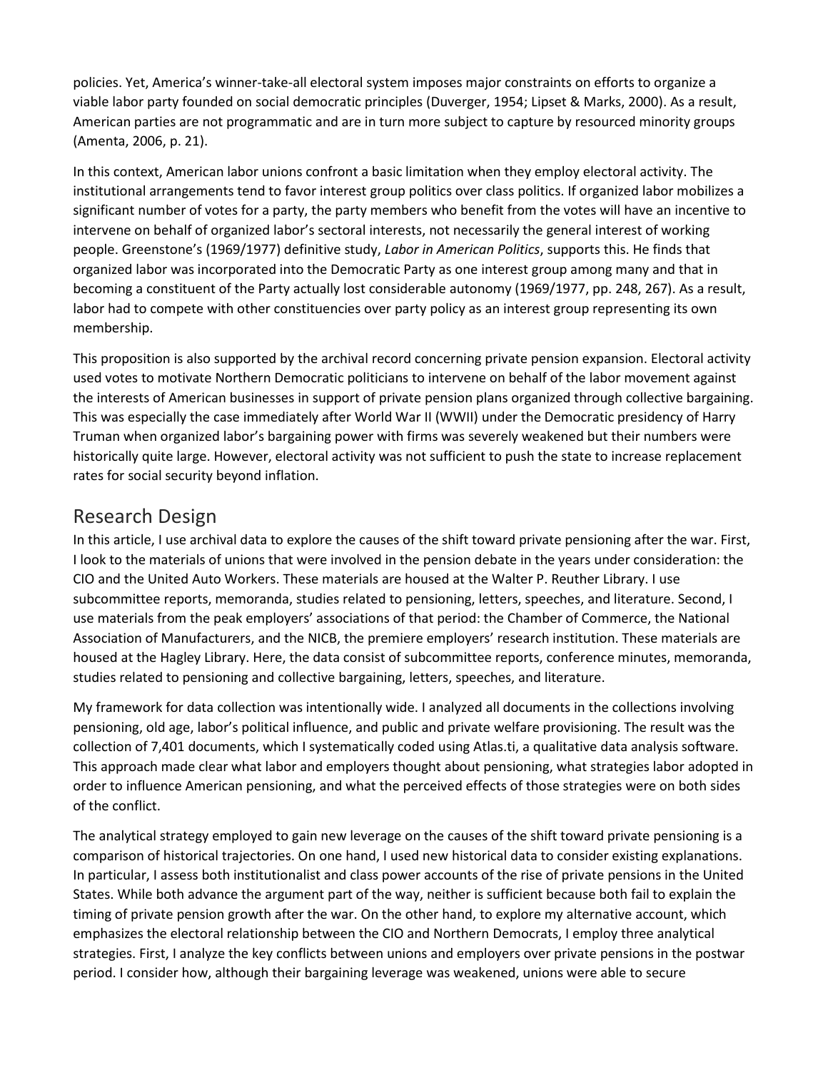policies. Yet, America's winner-take-all electoral system imposes major constraints on efforts to organize a viable labor party founded on social democratic principles (Duverger, 1954; Lipset & Marks, 2000). As a result, American parties are not programmatic and are in turn more subject to capture by resourced minority groups (Amenta, 2006, p. 21).

In this context, American labor unions confront a basic limitation when they employ electoral activity. The institutional arrangements tend to favor interest group politics over class politics. If organized labor mobilizes a significant number of votes for a party, the party members who benefit from the votes will have an incentive to intervene on behalf of organized labor's sectoral interests, not necessarily the general interest of working people. Greenstone's (1969/1977) definitive study, *Labor in American Politics*, supports this. He finds that organized labor was incorporated into the Democratic Party as one interest group among many and that in becoming a constituent of the Party actually lost considerable autonomy (1969/1977, pp. 248, 267). As a result, labor had to compete with other constituencies over party policy as an interest group representing its own membership.

This proposition is also supported by the archival record concerning private pension expansion. Electoral activity used votes to motivate Northern Democratic politicians to intervene on behalf of the labor movement against the interests of American businesses in support of private pension plans organized through collective bargaining. This was especially the case immediately after World War II (WWII) under the Democratic presidency of Harry Truman when organized labor's bargaining power with firms was severely weakened but their numbers were historically quite large. However, electoral activity was not sufficient to push the state to increase replacement rates for social security beyond inflation.

## Research Design

In this article, I use archival data to explore the causes of the shift toward private pensioning after the war. First, I look to the materials of unions that were involved in the pension debate in the years under consideration: the CIO and the United Auto Workers. These materials are housed at the Walter P. Reuther Library. I use subcommittee reports, memoranda, studies related to pensioning, letters, speeches, and literature. Second, I use materials from the peak employers' associations of that period: the Chamber of Commerce, the National Association of Manufacturers, and the NICB, the premiere employers' research institution. These materials are housed at the Hagley Library. Here, the data consist of subcommittee reports, conference minutes, memoranda, studies related to pensioning and collective bargaining, letters, speeches, and literature.

My framework for data collection was intentionally wide. I analyzed all documents in the collections involving pensioning, old age, labor's political influence, and public and private welfare provisioning. The result was the collection of 7,401 documents, which I systematically coded using Atlas.ti, a qualitative data analysis software. This approach made clear what labor and employers thought about pensioning, what strategies labor adopted in order to influence American pensioning, and what the perceived effects of those strategies were on both sides of the conflict.

The analytical strategy employed to gain new leverage on the causes of the shift toward private pensioning is a comparison of historical trajectories. On one hand, I used new historical data to consider existing explanations. In particular, I assess both institutionalist and class power accounts of the rise of private pensions in the United States. While both advance the argument part of the way, neither is sufficient because both fail to explain the timing of private pension growth after the war. On the other hand, to explore my alternative account, which emphasizes the electoral relationship between the CIO and Northern Democrats, I employ three analytical strategies. First, I analyze the key conflicts between unions and employers over private pensions in the postwar period. I consider how, although their bargaining leverage was weakened, unions were able to secure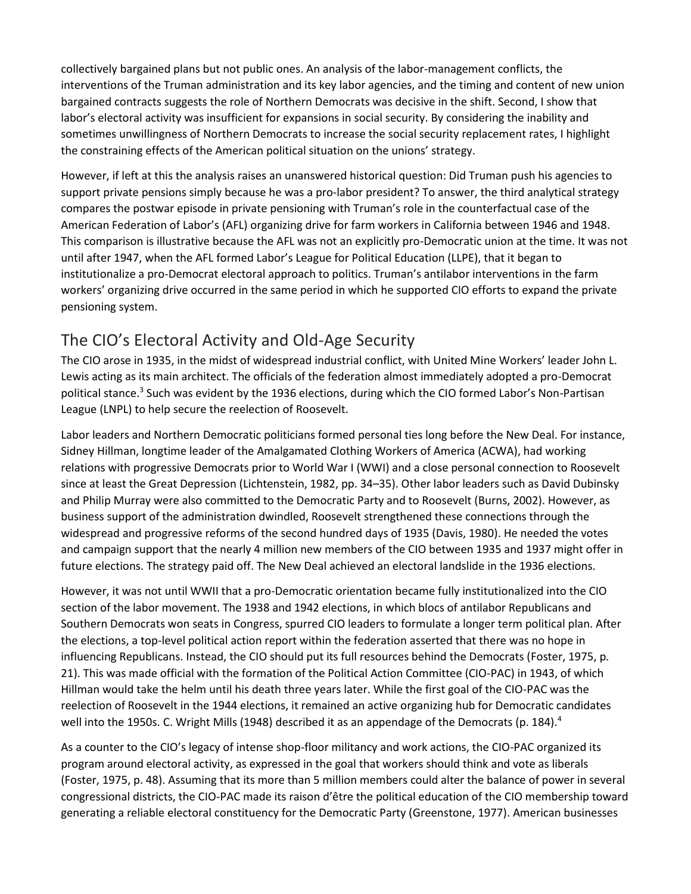collectively bargained plans but not public ones. An analysis of the labor-management conflicts, the interventions of the Truman administration and its key labor agencies, and the timing and content of new union bargained contracts suggests the role of Northern Democrats was decisive in the shift. Second, I show that labor's electoral activity was insufficient for expansions in social security. By considering the inability and sometimes unwillingness of Northern Democrats to increase the social security replacement rates, I highlight the constraining effects of the American political situation on the unions' strategy.

However, if left at this the analysis raises an unanswered historical question: Did Truman push his agencies to support private pensions simply because he was a pro-labor president? To answer, the third analytical strategy compares the postwar episode in private pensioning with Truman's role in the counterfactual case of the American Federation of Labor's (AFL) organizing drive for farm workers in California between 1946 and 1948. This comparison is illustrative because the AFL was not an explicitly pro-Democratic union at the time. It was not until after 1947, when the AFL formed Labor's League for Political Education (LLPE), that it began to institutionalize a pro-Democrat electoral approach to politics. Truman's antilabor interventions in the farm workers' organizing drive occurred in the same period in which he supported CIO efforts to expand the private pensioning system.

## The CIO's Electoral Activity and Old-Age Security

The CIO arose in 1935, in the midst of widespread industrial conflict, with United Mine Workers' leader John L. Lewis acting as its main architect. The officials of the federation almost immediately adopted a pro-Democrat political stance.[3] Such was evident by the 1936 elections, during which the CIO formed Labor's Non-Partisan League (LNPL) to help secure the reelection of Roosevelt.

Labor leaders and Northern Democratic politicians formed personal ties long before the New Deal. For instance, Sidney Hillman, longtime leader of the Amalgamated Clothing Workers of America (ACWA), had working relations with progressive Democrats prior to World War I (WWI) and a close personal connection to Roosevelt since at least the Great Depression (Lichtenstein, 1982, pp. 34–35). Other labor leaders such as David Dubinsky and Philip Murray were also committed to the Democratic Party and to Roosevelt (Burns, 2002). However, as business support of the administration dwindled, Roosevelt strengthened these connections through the widespread and progressive reforms of the second hundred days of 1935 (Davis, 1980). He needed the votes and campaign support that the nearly 4 million new members of the CIO between 1935 and 1937 might offer in future elections. The strategy paid off. The New Deal achieved an electoral landslide in the 1936 elections.

However, it was not until WWII that a pro-Democratic orientation became fully institutionalized into the CIO section of the labor movement. The 1938 and 1942 elections, in which blocs of antilabor Republicans and Southern Democrats won seats in Congress, spurred CIO leaders to formulate a longer term political plan. After the elections, a top-level political action report within the federation asserted that there was no hope in influencing Republicans. Instead, the CIO should put its full resources behind the Democrats (Foster, 1975, p. 21). This was made official with the formation of the Political Action Committee (CIO-PAC) in 1943, of which Hillman would take the helm until his death three years later. While the first goal of the CIO-PAC was the reelection of Roosevelt in the 1944 elections, it remained an active organizing hub for Democratic candidates well into the 1950s. C. Wright Mills (1948) described it as an appendage of the Democrats (p. 184).[4]

As a counter to the CIO's legacy of intense shop-floor militancy and work actions, the CIO-PAC organized its program around electoral activity, as expressed in the goal that workers should think and vote as liberals (Foster, 1975, p. 48). Assuming that its more than 5 million members could alter the balance of power in several congressional districts, the CIO-PAC made its raison d'être the political education of the CIO membership toward generating a reliable electoral constituency for the Democratic Party (Greenstone, 1977). American businesses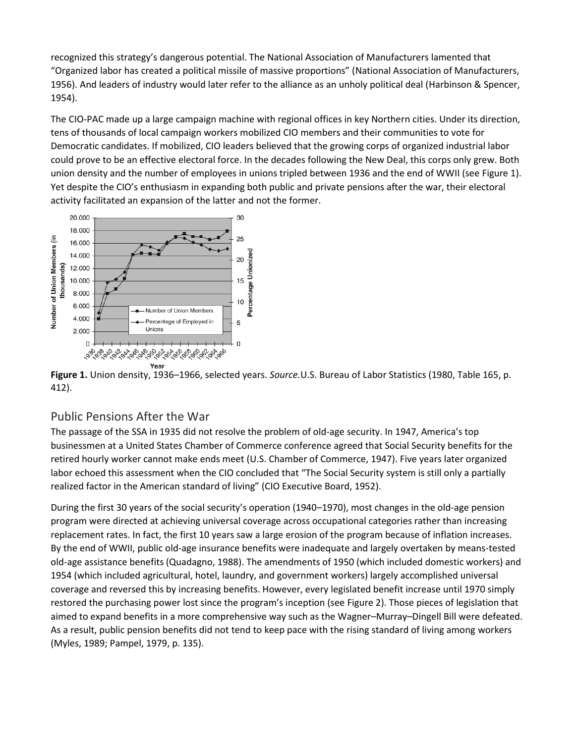recognized this strategy's dangerous potential. The National Association of Manufacturers lamented that "Organized labor has created a political missile of massive proportions" (National Association of Manufacturers, 1956). And leaders of industry would later refer to the alliance as an unholy political deal (Harbinson & Spencer, 1954).

The CIO-PAC made up a large campaign machine with regional offices in key Northern cities. Under its direction, tens of thousands of local campaign workers mobilized CIO members and their communities to vote for Democratic candidates. If mobilized, CIO leaders believed that the growing corps of organized industrial labor could prove to be an effective electoral force. In the decades following the New Deal, this corps only grew. Both union density and the number of employees in unions tripled between 1936 and the end of WWII (see Figure 1). Yet despite the CIO's enthusiasm in expanding both public and private pensions after the war, their electoral activity facilitated an expansion of the latter and not the former.

**Figure 1.** Union density, 1936–1966, selected years. *Source.* U.S. Bureau of Labor Statistics (1980, Table 165, p. 412).

## Public Pensions After the War

The passage of the SSA in 1935 did not resolve the problem of old-age security. In 1947, America's top businessmen at a United States Chamber of Commerce conference agreed that Social Security benefits for the retired hourly worker cannot make ends meet (U.S. Chamber of Commerce, 1947). Five years later organized labor echoed this assessment when the CIO concluded that "The Social Security system is still only a partially realized factor in the American standard of living" (CIO Executive Board, 1952).

During the first 30 years of the social security's operation (1940–1970), most changes in the old-age pension program were directed at achieving universal coverage across occupational categories rather than increasing replacement rates. In fact, the first 10 years saw a large erosion of the program because of inflation increases. By the end of WWII, public old-age insurance benefits were inadequate and largely overtaken by means-tested old-age assistance benefits (Quadagno, 1988). The amendments of 1950 (which included domestic workers) and 1954 (which included agricultural, hotel, laundry, and government workers) largely accomplished universal coverage and reversed this by increasing benefits. However, every legislated benefit increase until 1970 simply restored the purchasing power lost since the program's inception (see Figure 2). Those pieces of legislation that aimed to expand benefits in a more comprehensive way such as the Wagner–Murray–Dingell Bill were defeated. As a result, public pension benefits did not tend to keep pace with the rising standard of living among workers (Myles, 1989; Pampel, 1979, p. 135).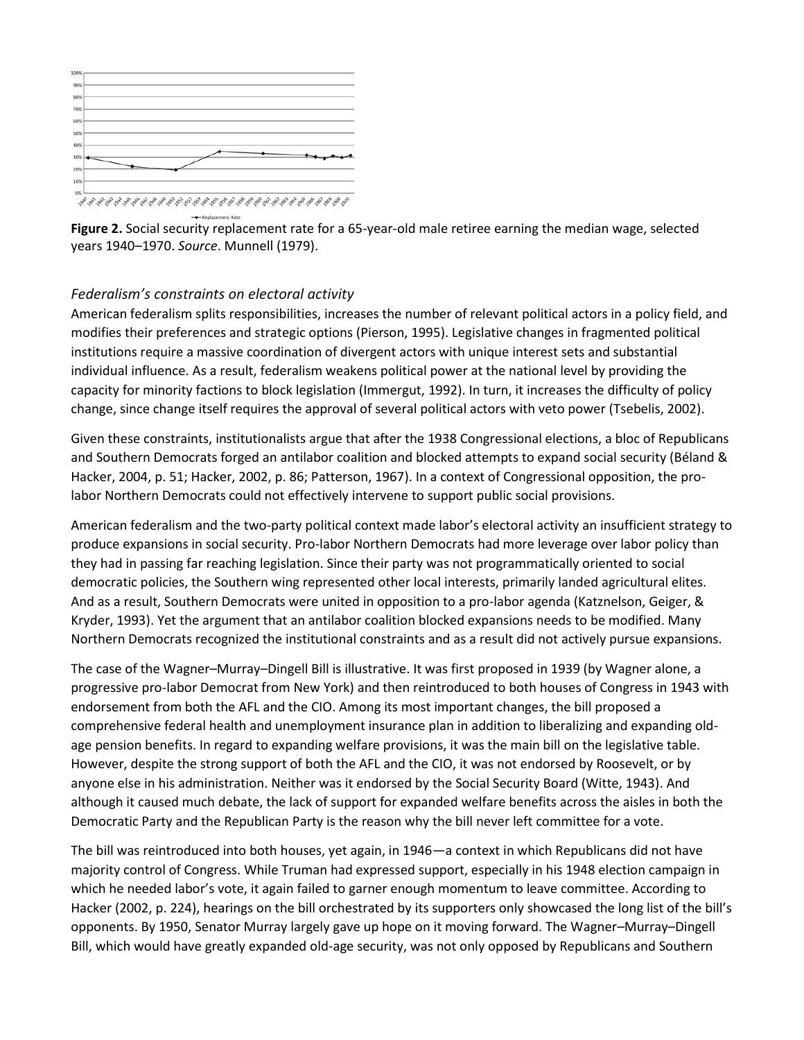**Figure 2.** Social security replacement rate for a 65-year-old male retiree earning the median wage, selected years 1940–1970. *Source*. Munnell (1979).

### *Federalism's constraints on electoral activity*

American federalism splits responsibilities, increases the number of relevant political actors in a policy field, and modifies their preferences and strategic options (Pierson, 1995). Legislative changes in fragmented political institutions require a massive coordination of divergent actors with unique interest sets and substantial individual influence. As a result, federalism weakens political power at the national level by providing the capacity for minority factions to block legislation (Immergut, 1992). In turn, it increases the difficulty of policy change, since change itself requires the approval of several political actors with veto power (Tsebelis, 2002).

Given these constraints, institutionalists argue that after the 1938 Congressional elections, a bloc of Republicans and Southern Democrats forged an antilabor coalition and blocked attempts to expand social security (Béland & Hacker, 2004, p. 51; Hacker, 2002, p. 86; Patterson, 1967). In a context of Congressional opposition, the pro-labor Northern Democrats could not effectively intervene to support public social provisions.

American federalism and the two-party political context made labor's electoral activity an insufficient strategy to produce expansions in social security. Pro-labor Northern Democrats had more leverage over labor policy than they had in passing far reaching legislation. Since their party was not programmatically oriented to social democratic policies, the Southern wing represented other local interests, primarily landed agricultural elites. And as a result, Southern Democrats were united in opposition to a pro-labor agenda (Katznelson, Geiger, & Kryder, 1993). Yet the argument that an antilabor coalition blocked expansions needs to be modified. Many Northern Democrats recognized the institutional constraints and as a result did not actively pursue expansions.

The case of the Wagner–Murray–Dingell Bill is illustrative. It was first proposed in 1939 (by Wagner alone, a progressive pro-labor Democrat from New York) and then reintroduced to both houses of Congress in 1943 with endorsement from both the AFL and the CIO. Among its most important changes, the bill proposed a comprehensive federal health and unemployment insurance plan in addition to liberalizing and expanding old-age pension benefits. In regard to expanding welfare provisions, it was the main bill on the legislative table. However, despite the strong support of both the AFL and the CIO, it was not endorsed by Roosevelt, or by anyone else in his administration. Neither was it endorsed by the Social Security Board (Witte, 1943). And although it caused much debate, the lack of support for expanded welfare benefits across the aisles in both the Democratic Party and the Republican Party is the reason why the bill never left committee for a vote.

The bill was reintroduced into both houses, yet again, in 1946—a context in which Republicans did not have majority control of Congress. While Truman had expressed support, especially in his 1948 election campaign in which he needed labor's vote, it again failed to garner enough momentum to leave committee. According to Hacker (2002, p. 224), hearings on the bill orchestrated by its supporters only showcased the long list of the bill's opponents. By 1950, Senator Murray largely gave up hope on it moving forward. The Wagner–Murray–Dingell Bill, which would have greatly expanded old-age security, was not only opposed by Republicans and Southern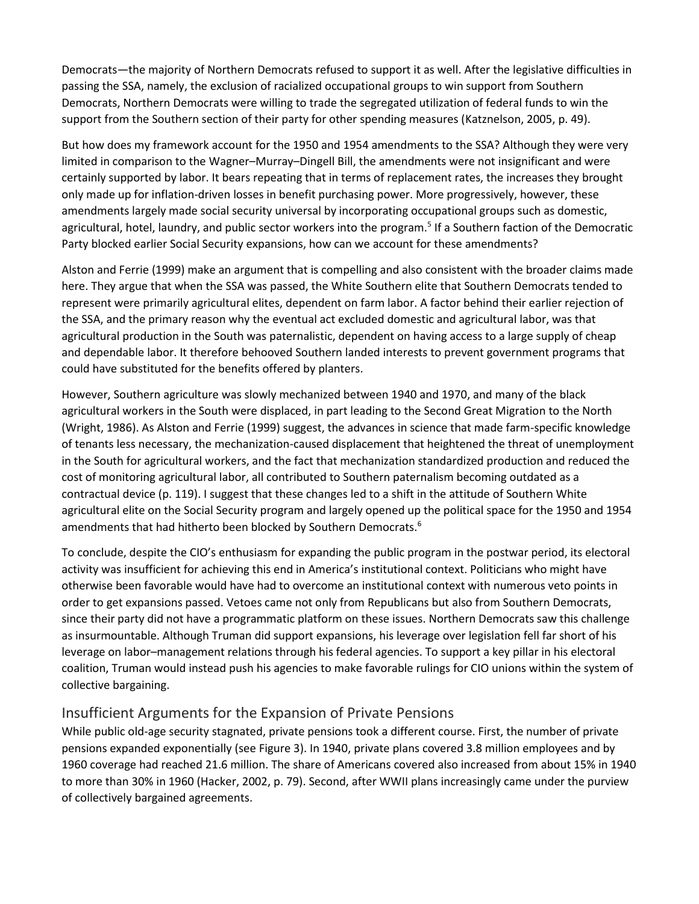Democrats—the majority of Northern Democrats refused to support it as well. After the legislative difficulties in passing the SSA, namely, the exclusion of racialized occupational groups to win support from Southern Democrats, Northern Democrats were willing to trade the segregated utilization of federal funds to win the support from the Southern section of their party for other spending measures (Katznelson, 2005, p. 49).

But how does my framework account for the 1950 and 1954 amendments to the SSA? Although they were very limited in comparison to the Wagner–Murray–Dingell Bill, the amendments were not insignificant and were certainly supported by labor. It bears repeating that in terms of replacement rates, the increases they brought only made up for inflation-driven losses in benefit purchasing power. More progressively, however, these amendments largely made social security universal by incorporating occupational groups such as domestic, agricultural, hotel, laundry, and public sector workers into the program.[5] If a Southern faction of the Democratic Party blocked earlier Social Security expansions, how can we account for these amendments?

Alston and Ferrie (1999) make an argument that is compelling and also consistent with the broader claims made here. They argue that when the SSA was passed, the White Southern elite that Southern Democrats tended to represent were primarily agricultural elites, dependent on farm labor. A factor behind their earlier rejection of the SSA, and the primary reason why the eventual act excluded domestic and agricultural labor, was that agricultural production in the South was paternalistic, dependent on having access to a large supply of cheap and dependable labor. It therefore behooved Southern landed interests to prevent government programs that could have substituted for the benefits offered by planters.

However, Southern agriculture was slowly mechanized between 1940 and 1970, and many of the black agricultural workers in the South were displaced, in part leading to the Second Great Migration to the North (Wright, 1986). As Alston and Ferrie (1999) suggest, the advances in science that made farm-specific knowledge of tenants less necessary, the mechanization-caused displacement that heightened the threat of unemployment in the South for agricultural workers, and the fact that mechanization standardized production and reduced the cost of monitoring agricultural labor, all contributed to Southern paternalism becoming outdated as a contractual device (p. 119). I suggest that these changes led to a shift in the attitude of Southern White agricultural elite on the Social Security program and largely opened up the political space for the 1950 and 1954 amendments that had hitherto been blocked by Southern Democrats.[6]

To conclude, despite the CIO's enthusiasm for expanding the public program in the postwar period, its electoral activity was insufficient for achieving this end in America's institutional context. Politicians who might have otherwise been favorable would have had to overcome an institutional context with numerous veto points in order to get expansions passed. Vetoes came not only from Republicans but also from Southern Democrats, since their party did not have a programmatic platform on these issues. Northern Democrats saw this challenge as insurmountable. Although Truman did support expansions, his leverage over legislation fell far short of his leverage on labor–management relations through his federal agencies. To support a key pillar in his electoral coalition, Truman would instead push his agencies to make favorable rulings for CIO unions within the system of collective bargaining.

## Insufficient Arguments for the Expansion of Private Pensions

While public old-age security stagnated, private pensions took a different course. First, the number of private pensions expanded exponentially (see Figure 3). In 1940, private plans covered 3.8 million employees and by 1960 coverage had reached 21.6 million. The share of Americans covered also increased from about 15% in 1940 to more than 30% in 1960 (Hacker, 2002, p. 79). Second, after WWII plans increasingly came under the purview of collectively bargained agreements.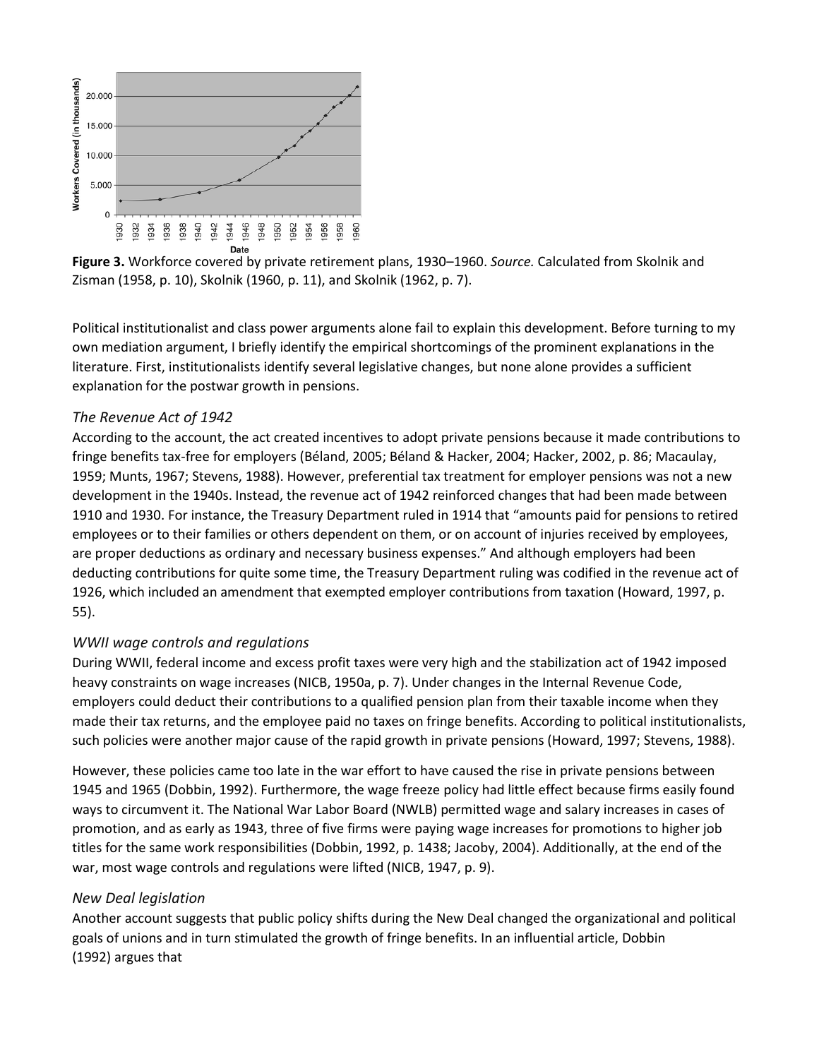**Figure 3.** Workforce covered by private retirement plans, 1930–1960. *Source.* Calculated from Skolnik and Zisman (1958, p. 10), Skolnik (1960, p. 11), and Skolnik (1962, p. 7).

Political institutionalist and class power arguments alone fail to explain this development. Before turning to my own mediation argument, I briefly identify the empirical shortcomings of the prominent explanations in the literature. First, institutionalists identify several legislative changes, but none alone provides a sufficient explanation for the postwar growth in pensions.

### *The Revenue Act of 1942*

According to the account, the act created incentives to adopt private pensions because it made contributions to fringe benefits tax-free for employers (Béland, 2005; Béland & Hacker, 2004; Hacker, 2002, p. 86; Macaulay, 1959; Munts, 1967; Stevens, 1988). However, preferential tax treatment for employer pensions was not a new development in the 1940s. Instead, the revenue act of 1942 reinforced changes that had been made between 1910 and 1930. For instance, the Treasury Department ruled in 1914 that "amounts paid for pensions to retired employees or to their families or others dependent on them, or on account of injuries received by employees, are proper deductions as ordinary and necessary business expenses." And although employers had been deducting contributions for quite some time, the Treasury Department ruling was codified in the revenue act of 1926, which included an amendment that exempted employer contributions from taxation (Howard, 1997, p. 55).

### *WWII wage controls and regulations*

During WWII, federal income and excess profit taxes were very high and the stabilization act of 1942 imposed heavy constraints on wage increases (NICB, 1950a, p. 7). Under changes in the Internal Revenue Code, employers could deduct their contributions to a qualified pension plan from their taxable income when they made their tax returns, and the employee paid no taxes on fringe benefits. According to political institutionalists, such policies were another major cause of the rapid growth in private pensions (Howard, 1997; Stevens, 1988).

However, these policies came too late in the war effort to have caused the rise in private pensions between 1945 and 1965 (Dobbin, 1992). Furthermore, the wage freeze policy had little effect because firms easily found ways to circumvent it. The National War Labor Board (NWLB) permitted wage and salary increases in cases of promotion, and as early as 1943, three of five firms were paying wage increases for promotions to higher job titles for the same work responsibilities (Dobbin, 1992, p. 1438; Jacoby, 2004). Additionally, at the end of the war, most wage controls and regulations were lifted (NICB, 1947, p. 9).

### *New Deal legislation*

Another account suggests that public policy shifts during the New Deal changed the organizational and political goals of unions and in turn stimulated the growth of fringe benefits. In an influential article, Dobbin (1992) argues that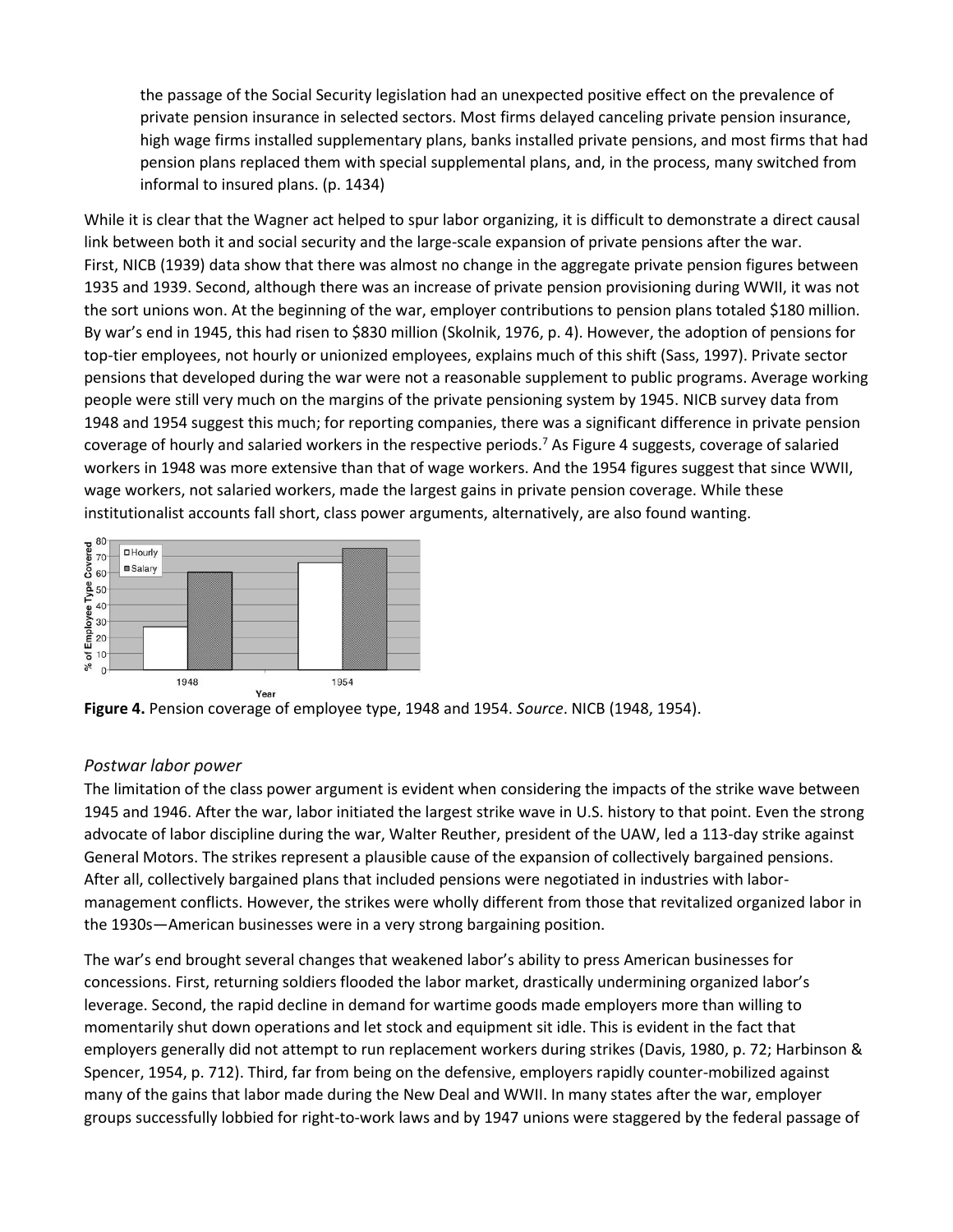> the passage of the Social Security legislation had an unexpected positive effect on the prevalence of private pension insurance in selected sectors. Most firms delayed canceling private pension insurance, high wage firms installed supplementary plans, banks installed private pensions, and most firms that had pension plans replaced them with special supplemental plans, and, in the process, many switched from informal to insured plans. (p. 1434)

While it is clear that the Wagner act helped to spur labor organizing, it is difficult to demonstrate a direct causal link between both it and social security and the large-scale expansion of private pensions after the war. First, NICB (1939) data show that there was almost no change in the aggregate private pension figures between 1935 and 1939. Second, although there was an increase of private pension provisioning during WWII, it was not the sort unions won. At the beginning of the war, employer contributions to pension plans totaled $180 million. By war's end in 1945, this had risen to $830 million (Skolnik, 1976, p. 4). However, the adoption of pensions for top-tier employees, not hourly or unionized employees, explains much of this shift (Sass, 1997). Private sector pensions that developed during the war were not a reasonable supplement to public programs. Average working people were still very much on the margins of the private pensioning system by 1945. NICB survey data from 1948 and 1954 suggest this much; for reporting companies, there was a significant difference in private pension coverage of hourly and salaried workers in the respective periods.[7] As Figure 4 suggests, coverage of salaried workers in 1948 was more extensive than that of wage workers. And the 1954 figures suggest that since WWII, wage workers, not salaried workers, made the largest gains in private pension coverage. While these institutionalist accounts fall short, class power arguments, alternatively, are also found wanting.

**Figure 4.** Pension coverage of employee type, 1948 and 1954. *Source*. NICB (1948, 1954).

### *Postwar labor power*

The limitation of the class power argument is evident when considering the impacts of the strike wave between 1945 and 1946. After the war, labor initiated the largest strike wave in U.S. history to that point. Even the strong advocate of labor discipline during the war, Walter Reuther, president of the UAW, led a 113-day strike against General Motors. The strikes represent a plausible cause of the expansion of collectively bargained pensions. After all, collectively bargained plans that included pensions were negotiated in industries with labor-management conflicts. However, the strikes were wholly different from those that revitalized organized labor in the 1930s—American businesses were in a very strong bargaining position.

The war's end brought several changes that weakened labor's ability to press American businesses for concessions. First, returning soldiers flooded the labor market, drastically undermining organized labor's leverage. Second, the rapid decline in demand for wartime goods made employers more than willing to momentarily shut down operations and let stock and equipment sit idle. This is evident in the fact that employers generally did not attempt to run replacement workers during strikes (Davis, 1980, p. 72; Harbinson & Spencer, 1954, p. 712). Third, far from being on the defensive, employers rapidly counter-mobilized against many of the gains that labor made during the New Deal and WWII. In many states after the war, employer groups successfully lobbied for right-to-work laws and by 1947 unions were staggered by the federal passage of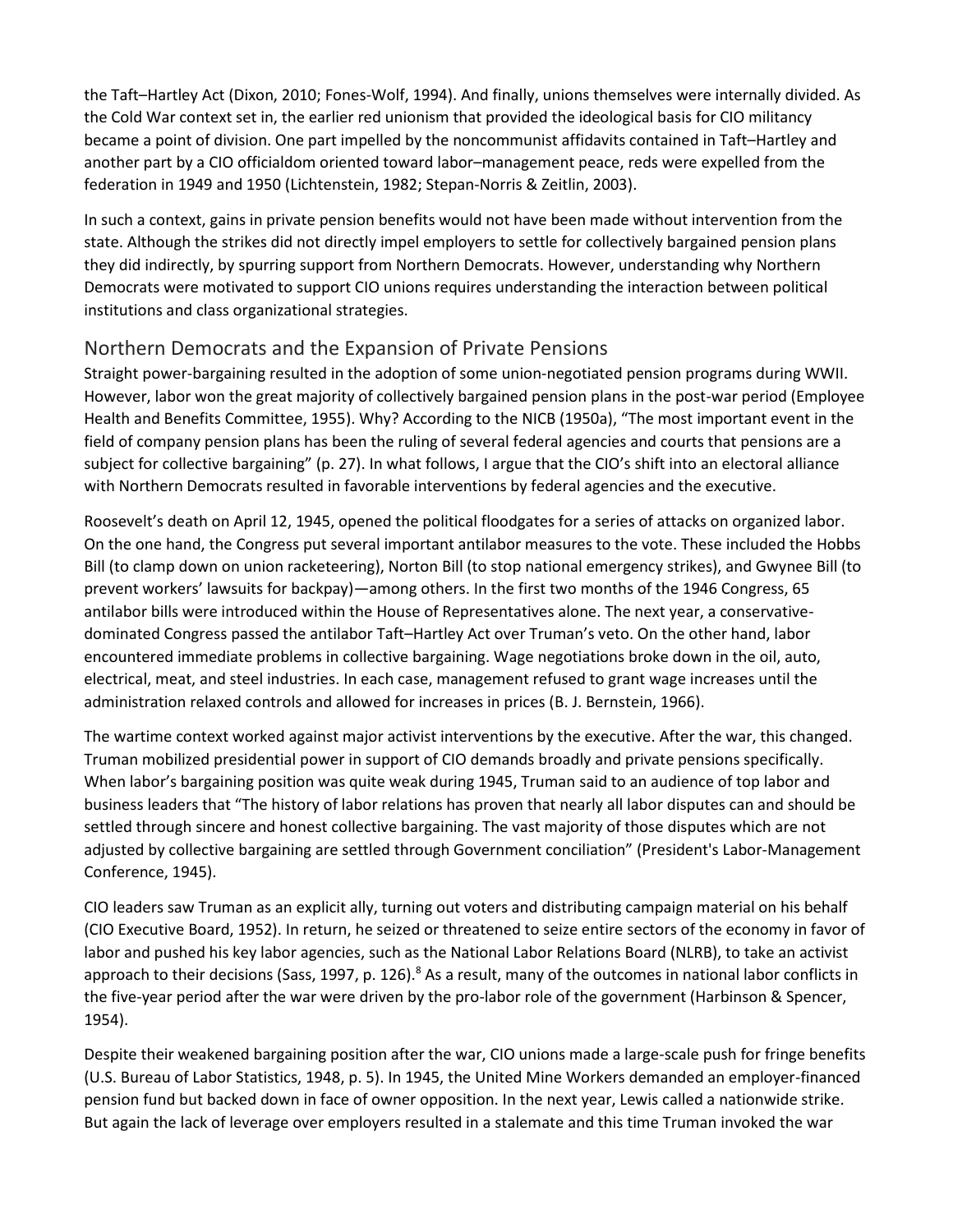the Taft–Hartley Act (Dixon, 2010; Fones-Wolf, 1994). And finally, unions themselves were internally divided. As the Cold War context set in, the earlier red unionism that provided the ideological basis for CIO militancy became a point of division. One part impelled by the noncommunist affidavits contained in Taft–Hartley and another part by a CIO officialdom oriented toward labor–management peace, reds were expelled from the federation in 1949 and 1950 (Lichtenstein, 1982; Stepan-Norris & Zeitlin, 2003).

In such a context, gains in private pension benefits would not have been made without intervention from the state. Although the strikes did not directly impel employers to settle for collectively bargained pension plans they did indirectly, by spurring support from Northern Democrats. However, understanding why Northern Democrats were motivated to support CIO unions requires understanding the interaction between political institutions and class organizational strategies.

## Northern Democrats and the Expansion of Private Pensions

Straight power-bargaining resulted in the adoption of some union-negotiated pension programs during WWII. However, labor won the great majority of collectively bargained pension plans in the post-war period (Employee Health and Benefits Committee, 1955). Why? According to the NICB (1950a), "The most important event in the field of company pension plans has been the ruling of several federal agencies and courts that pensions are a subject for collective bargaining" (p. 27). In what follows, I argue that the CIO's shift into an electoral alliance with Northern Democrats resulted in favorable interventions by federal agencies and the executive.

Roosevelt's death on April 12, 1945, opened the political floodgates for a series of attacks on organized labor. On the one hand, the Congress put several important antilabor measures to the vote. These included the Hobbs Bill (to clamp down on union racketeering), Norton Bill (to stop national emergency strikes), and Gwynee Bill (to prevent workers' lawsuits for backpay)—among others. In the first two months of the 1946 Congress, 65 antilabor bills were introduced within the House of Representatives alone. The next year, a conservative-dominated Congress passed the antilabor Taft–Hartley Act over Truman's veto. On the other hand, labor encountered immediate problems in collective bargaining. Wage negotiations broke down in the oil, auto, electrical, meat, and steel industries. In each case, management refused to grant wage increases until the administration relaxed controls and allowed for increases in prices (B. J. Bernstein, 1966).

The wartime context worked against major activist interventions by the executive. After the war, this changed. Truman mobilized presidential power in support of CIO demands broadly and private pensions specifically. When labor's bargaining position was quite weak during 1945, Truman said to an audience of top labor and business leaders that "The history of labor relations has proven that nearly all labor disputes can and should be settled through sincere and honest collective bargaining. The vast majority of those disputes which are not adjusted by collective bargaining are settled through Government conciliation" (President's Labor-Management Conference, 1945).

CIO leaders saw Truman as an explicit ally, turning out voters and distributing campaign material on his behalf (CIO Executive Board, 1952). In return, he seized or threatened to seize entire sectors of the economy in favor of labor and pushed his key labor agencies, such as the National Labor Relations Board (NLRB), to take an activist approach to their decisions (Sass, 1997, p. 126).[8] As a result, many of the outcomes in national labor conflicts in the five-year period after the war were driven by the pro-labor role of the government (Harbinson & Spencer, 1954).

Despite their weakened bargaining position after the war, CIO unions made a large-scale push for fringe benefits (U.S. Bureau of Labor Statistics, 1948, p. 5). In 1945, the United Mine Workers demanded an employer-financed pension fund but backed down in face of owner opposition. In the next year, Lewis called a nationwide strike. But again the lack of leverage over employers resulted in a stalemate and this time Truman invoked the war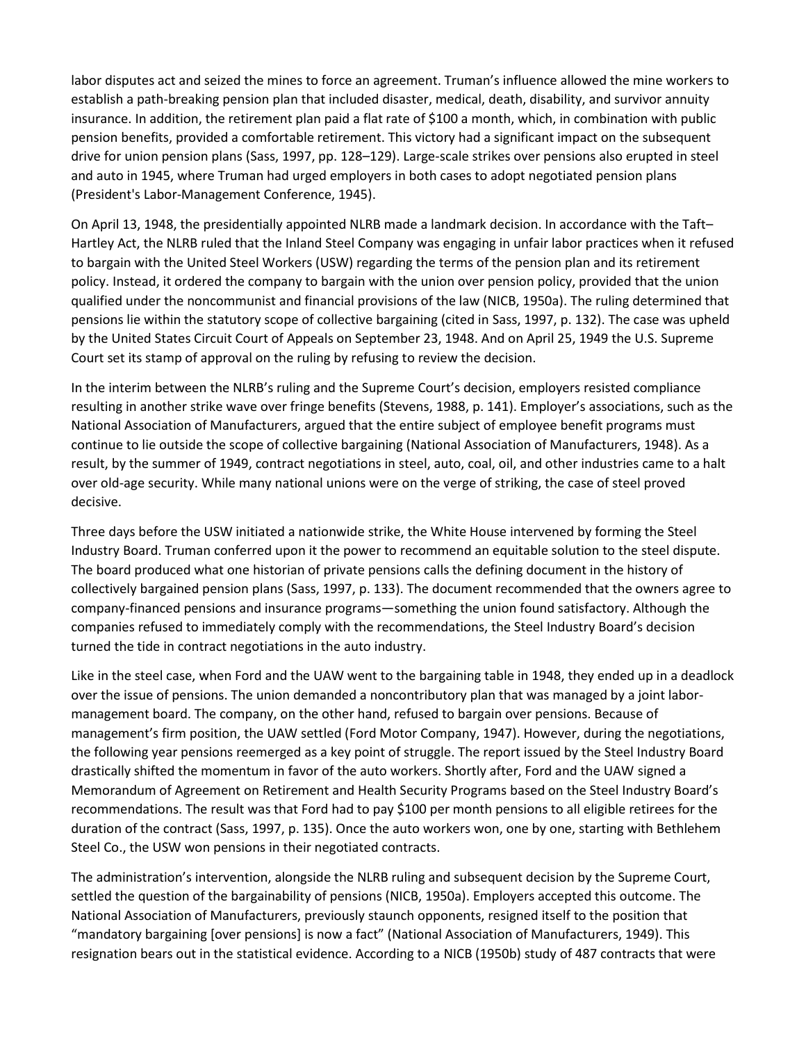labor disputes act and seized the mines to force an agreement. Truman's influence allowed the mine workers to establish a path-breaking pension plan that included disaster, medical, death, disability, and survivor annuity insurance. In addition, the retirement plan paid a flat rate of $100 a month, which, in combination with public pension benefits, provided a comfortable retirement. This victory had a significant impact on the subsequent drive for union pension plans (Sass, 1997, pp. 128–129). Large-scale strikes over pensions also erupted in steel and auto in 1945, where Truman had urged employers in both cases to adopt negotiated pension plans (President's Labor-Management Conference, 1945).

On April 13, 1948, the presidentially appointed NLRB made a landmark decision. In accordance with the Taft–Hartley Act, the NLRB ruled that the Inland Steel Company was engaging in unfair labor practices when it refused to bargain with the United Steel Workers (USW) regarding the terms of the pension plan and its retirement policy. Instead, it ordered the company to bargain with the union over pension policy, provided that the union qualified under the noncommunist and financial provisions of the law (NICB, 1950a). The ruling determined that pensions lie within the statutory scope of collective bargaining (cited in Sass, 1997, p. 132). The case was upheld by the United States Circuit Court of Appeals on September 23, 1948. And on April 25, 1949 the U.S. Supreme Court set its stamp of approval on the ruling by refusing to review the decision.

In the interim between the NLRB's ruling and the Supreme Court's decision, employers resisted compliance resulting in another strike wave over fringe benefits (Stevens, 1988, p. 141). Employer's associations, such as the National Association of Manufacturers, argued that the entire subject of employee benefit programs must continue to lie outside the scope of collective bargaining (National Association of Manufacturers, 1948). As a result, by the summer of 1949, contract negotiations in steel, auto, coal, oil, and other industries came to a halt over old-age security. While many national unions were on the verge of striking, the case of steel proved decisive.

Three days before the USW initiated a nationwide strike, the White House intervened by forming the Steel Industry Board. Truman conferred upon it the power to recommend an equitable solution to the steel dispute. The board produced what one historian of private pensions calls the defining document in the history of collectively bargained pension plans (Sass, 1997, p. 133). The document recommended that the owners agree to company-financed pensions and insurance programs—something the union found satisfactory. Although the companies refused to immediately comply with the recommendations, the Steel Industry Board's decision turned the tide in contract negotiations in the auto industry.

Like in the steel case, when Ford and the UAW went to the bargaining table in 1948, they ended up in a deadlock over the issue of pensions. The union demanded a noncontributory plan that was managed by a joint labor-management board. The company, on the other hand, refused to bargain over pensions. Because of management's firm position, the UAW settled (Ford Motor Company, 1947). However, during the negotiations, the following year pensions reemerged as a key point of struggle. The report issued by the Steel Industry Board drastically shifted the momentum in favor of the auto workers. Shortly after, Ford and the UAW signed a Memorandum of Agreement on Retirement and Health Security Programs based on the Steel Industry Board's recommendations. The result was that Ford had to pay $100 per month pensions to all eligible retirees for the duration of the contract (Sass, 1997, p. 135). Once the auto workers won, one by one, starting with Bethlehem Steel Co., the USW won pensions in their negotiated contracts.

The administration's intervention, alongside the NLRB ruling and subsequent decision by the Supreme Court, settled the question of the bargainability of pensions (NICB, 1950a). Employers accepted this outcome. The National Association of Manufacturers, previously staunch opponents, resigned itself to the position that "mandatory bargaining [over pensions] is now a fact" (National Association of Manufacturers, 1949). This resignation bears out in the statistical evidence. According to a NICB (1950b) study of 487 contracts that were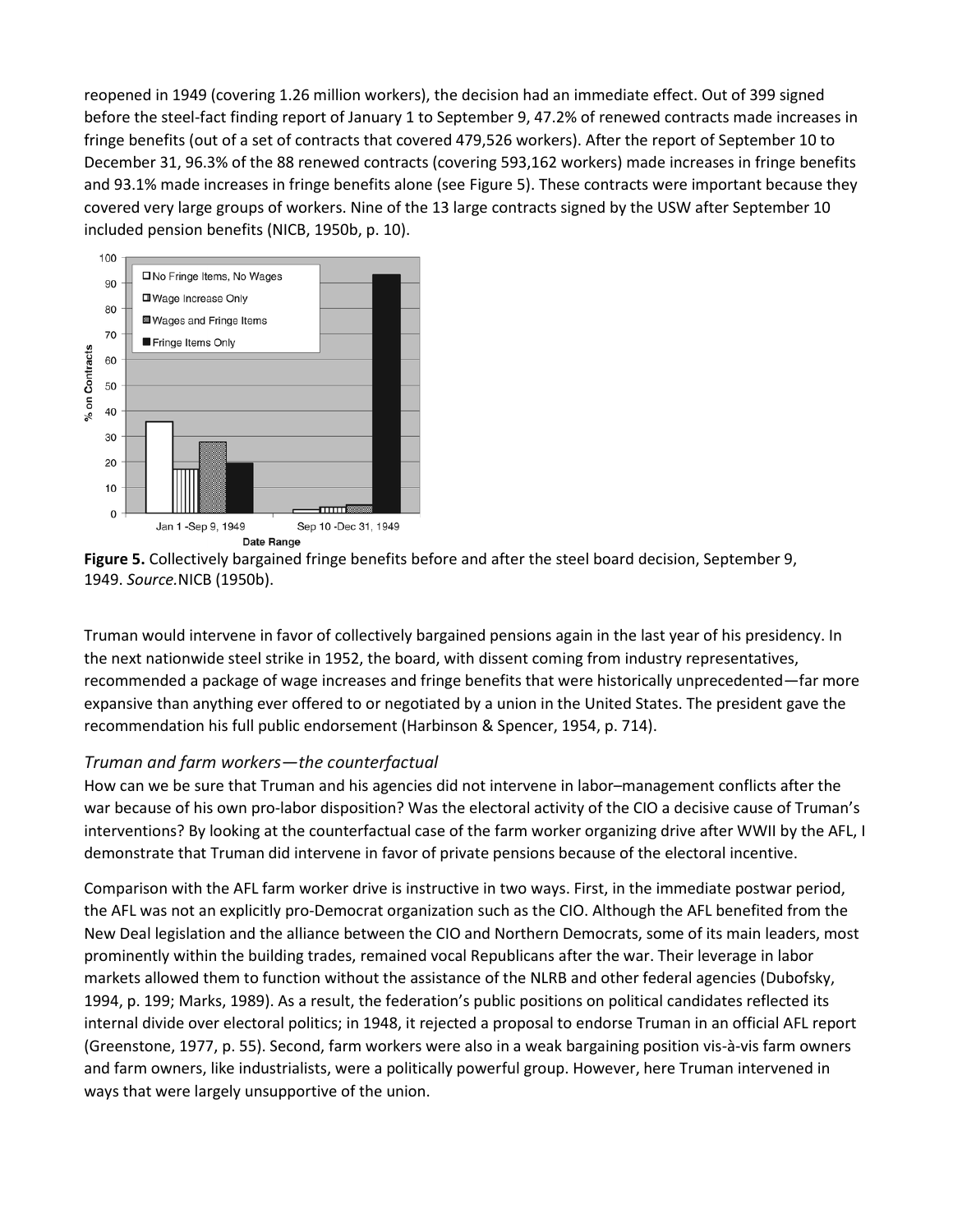reopened in 1949 (covering 1.26 million workers), the decision had an immediate effect. Out of 399 signed before the steel-fact finding report of January 1 to September 9, 47.2% of renewed contracts made increases in fringe benefits (out of a set of contracts that covered 479,526 workers). After the report of September 10 to December 31, 96.3% of the 88 renewed contracts (covering 593,162 workers) made increases in fringe benefits and 93.1% made increases in fringe benefits alone (see Figure 5). These contracts were important because they covered very large groups of workers. Nine of the 13 large contracts signed by the USW after September 10 included pension benefits (NICB, 1950b, p. 10).

**Figure 5.** Collectively bargained fringe benefits before and after the steel board decision, September 9, 1949. *Source.* NICB (1950b).

Truman would intervene in favor of collectively bargained pensions again in the last year of his presidency. In the next nationwide steel strike in 1952, the board, with dissent coming from industry representatives, recommended a package of wage increases and fringe benefits that were historically unprecedented—far more expansive than anything ever offered to or negotiated by a union in the United States. The president gave the recommendation his full public endorsement (Harbinson & Spencer, 1954, p. 714).

### *Truman and farm workers—the counterfactual*

How can we be sure that Truman and his agencies did not intervene in labor–management conflicts after the war because of his own pro-labor disposition? Was the electoral activity of the CIO a decisive cause of Truman's interventions? By looking at the counterfactual case of the farm worker organizing drive after WWII by the AFL, I demonstrate that Truman did intervene in favor of private pensions because of the electoral incentive.

Comparison with the AFL farm worker drive is instructive in two ways. First, in the immediate postwar period, the AFL was not an explicitly pro-Democrat organization such as the CIO. Although the AFL benefited from the New Deal legislation and the alliance between the CIO and Northern Democrats, some of its main leaders, most prominently within the building trades, remained vocal Republicans after the war. Their leverage in labor markets allowed them to function without the assistance of the NLRB and other federal agencies (Dubofsky, 1994, p. 199; Marks, 1989). As a result, the federation's public positions on political candidates reflected its internal divide over electoral politics; in 1948, it rejected a proposal to endorse Truman in an official AFL report (Greenstone, 1977, p. 55). Second, farm workers were also in a weak bargaining position vis-à-vis farm owners and farm owners, like industrialists, were a politically powerful group. However, here Truman intervened in ways that were largely unsupportive of the union.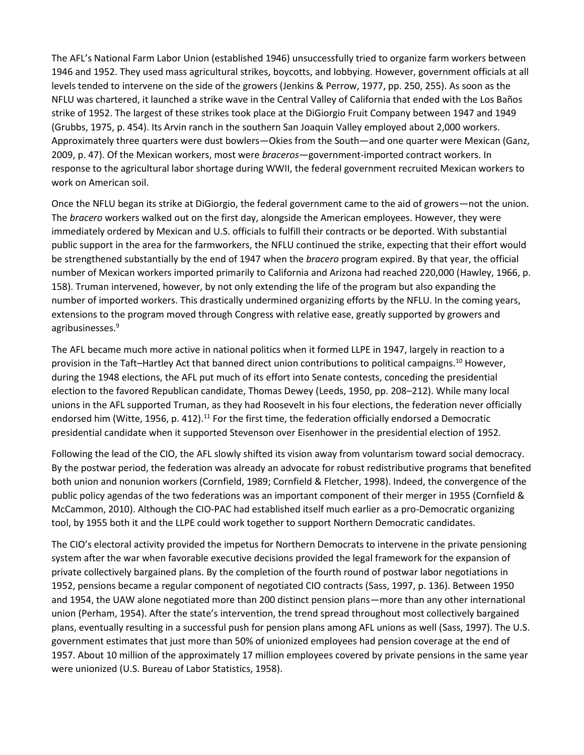The AFL's National Farm Labor Union (established 1946) unsuccessfully tried to organize farm workers between 1946 and 1952. They used mass agricultural strikes, boycotts, and lobbying. However, government officials at all levels tended to intervene on the side of the growers (Jenkins & Perrow, 1977, pp. 250, 255). As soon as the NFLU was chartered, it launched a strike wave in the Central Valley of California that ended with the Los Baños strike of 1952. The largest of these strikes took place at the DiGiorgio Fruit Company between 1947 and 1949 (Grubbs, 1975, p. 454). Its Arvin ranch in the southern San Joaquin Valley employed about 2,000 workers. Approximately three quarters were dust bowlers—Okies from the South—and one quarter were Mexican (Ganz, 2009, p. 47). Of the Mexican workers, most were *braceros*—government-imported contract workers. In response to the agricultural labor shortage during WWII, the federal government recruited Mexican workers to work on American soil.

Once the NFLU began its strike at DiGiorgio, the federal government came to the aid of growers—not the union. The *bracero* workers walked out on the first day, alongside the American employees. However, they were immediately ordered by Mexican and U.S. officials to fulfill their contracts or be deported. With substantial public support in the area for the farmworkers, the NFLU continued the strike, expecting that their effort would be strengthened substantially by the end of 1947 when the *bracero* program expired. By that year, the official number of Mexican workers imported primarily to California and Arizona had reached 220,000 (Hawley, 1966, p. 158). Truman intervened, however, by not only extending the life of the program but also expanding the number of imported workers. This drastically undermined organizing efforts by the NFLU. In the coming years, extensions to the program moved through Congress with relative ease, greatly supported by growers and agribusinesses.[9]

The AFL became much more active in national politics when it formed LLPE in 1947, largely in reaction to a provision in the Taft–Hartley Act that banned direct union contributions to political campaigns.[10] However, during the 1948 elections, the AFL put much of its effort into Senate contests, conceding the presidential election to the favored Republican candidate, Thomas Dewey (Leeds, 1950, pp. 208–212). While many local unions in the AFL supported Truman, as they had Roosevelt in his four elections, the federation never officially endorsed him (Witte, 1956, p. 412).[11] For the first time, the federation officially endorsed a Democratic presidential candidate when it supported Stevenson over Eisenhower in the presidential election of 1952.

Following the lead of the CIO, the AFL slowly shifted its vision away from voluntarism toward social democracy. By the postwar period, the federation was already an advocate for robust redistributive programs that benefited both union and nonunion workers (Cornfield, 1989; Cornfield & Fletcher, 1998). Indeed, the convergence of the public policy agendas of the two federations was an important component of their merger in 1955 (Cornfield & McCammon, 2010). Although the CIO-PAC had established itself much earlier as a pro-Democratic organizing tool, by 1955 both it and the LLPE could work together to support Northern Democratic candidates.

The CIO's electoral activity provided the impetus for Northern Democrats to intervene in the private pensioning system after the war when favorable executive decisions provided the legal framework for the expansion of private collectively bargained plans. By the completion of the fourth round of postwar labor negotiations in 1952, pensions became a regular component of negotiated CIO contracts (Sass, 1997, p. 136). Between 1950 and 1954, the UAW alone negotiated more than 200 distinct pension plans—more than any other international union (Perham, 1954). After the state's intervention, the trend spread throughout most collectively bargained plans, eventually resulting in a successful push for pension plans among AFL unions as well (Sass, 1997). The U.S. government estimates that just more than 50% of unionized employees had pension coverage at the end of 1957. About 10 million of the approximately 17 million employees covered by private pensions in the same year were unionized (U.S. Bureau of Labor Statistics, 1958).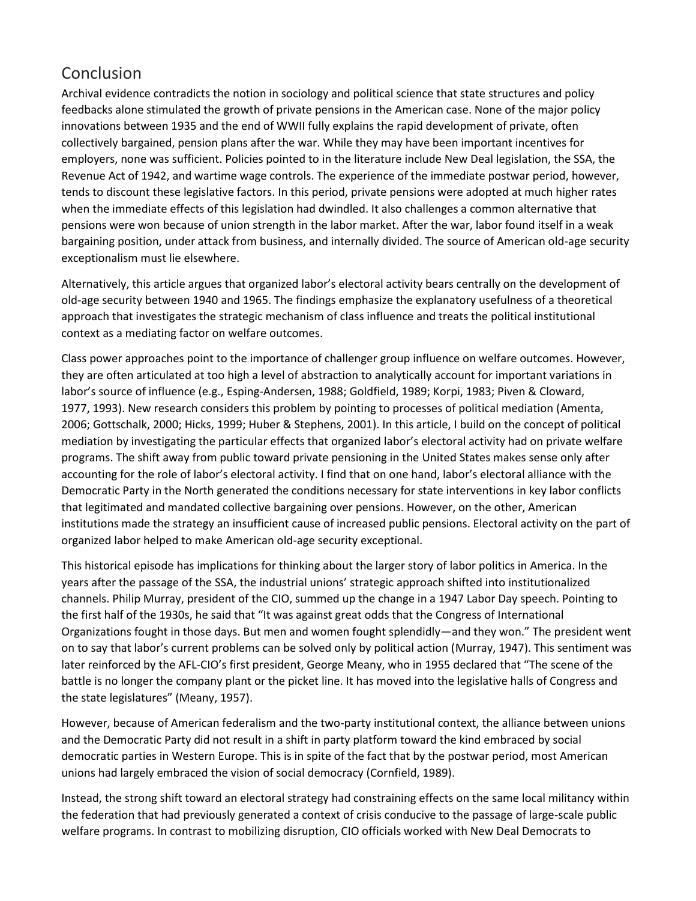## Conclusion

Archival evidence contradicts the notion in sociology and political science that state structures and policy feedbacks alone stimulated the growth of private pensions in the American case. None of the major policy innovations between 1935 and the end of WWII fully explains the rapid development of private, often collectively bargained, pension plans after the war. While they may have been important incentives for employers, none was sufficient. Policies pointed to in the literature include New Deal legislation, the SSA, the Revenue Act of 1942, and wartime wage controls. The experience of the immediate postwar period, however, tends to discount these legislative factors. In this period, private pensions were adopted at much higher rates when the immediate effects of this legislation had dwindled. It also challenges a common alternative that pensions were won because of union strength in the labor market. After the war, labor found itself in a weak bargaining position, under attack from business, and internally divided. The source of American old-age security exceptionalism must lie elsewhere.

Alternatively, this article argues that organized labor's electoral activity bears centrally on the development of old-age security between 1940 and 1965. The findings emphasize the explanatory usefulness of a theoretical approach that investigates the strategic mechanism of class influence and treats the political institutional context as a mediating factor on welfare outcomes.

Class power approaches point to the importance of challenger group influence on welfare outcomes. However, they are often articulated at too high a level of abstraction to analytically account for important variations in labor's source of influence (e.g., Esping-Andersen, 1988; Goldfield, 1989; Korpi, 1983; Piven & Cloward, 1977, 1993). New research considers this problem by pointing to processes of political mediation (Amenta, 2006; Gottschalk, 2000; Hicks, 1999; Huber & Stephens, 2001). In this article, I build on the concept of political mediation by investigating the particular effects that organized labor's electoral activity had on private welfare programs. The shift away from public toward private pensioning in the United States makes sense only after accounting for the role of labor's electoral activity. I find that on one hand, labor's electoral alliance with the Democratic Party in the North generated the conditions necessary for state interventions in key labor conflicts that legitimated and mandated collective bargaining over pensions. However, on the other, American institutions made the strategy an insufficient cause of increased public pensions. Electoral activity on the part of organized labor helped to make American old-age security exceptional.

This historical episode has implications for thinking about the larger story of labor politics in America. In the years after the passage of the SSA, the industrial unions' strategic approach shifted into institutionalized channels. Philip Murray, president of the CIO, summed up the change in a 1947 Labor Day speech. Pointing to the first half of the 1930s, he said that "It was against great odds that the Congress of International Organizations fought in those days. But men and women fought splendidly—and they won." The president went on to say that labor's current problems can be solved only by political action (Murray, 1947). This sentiment was later reinforced by the AFL-CIO's first president, George Meany, who in 1955 declared that "The scene of the battle is no longer the company plant or the picket line. It has moved into the legislative halls of Congress and the state legislatures" (Meany, 1957).

However, because of American federalism and the two-party institutional context, the alliance between unions and the Democratic Party did not result in a shift in party platform toward the kind embraced by social democratic parties in Western Europe. This is in spite of the fact that by the postwar period, most American unions had largely embraced the vision of social democracy (Cornfield, 1989).

Instead, the strong shift toward an electoral strategy had constraining effects on the same local militancy within the federation that had previously generated a context of crisis conducive to the passage of large-scale public welfare programs. In contrast to mobilizing disruption, CIO officials worked with New Deal Democrats to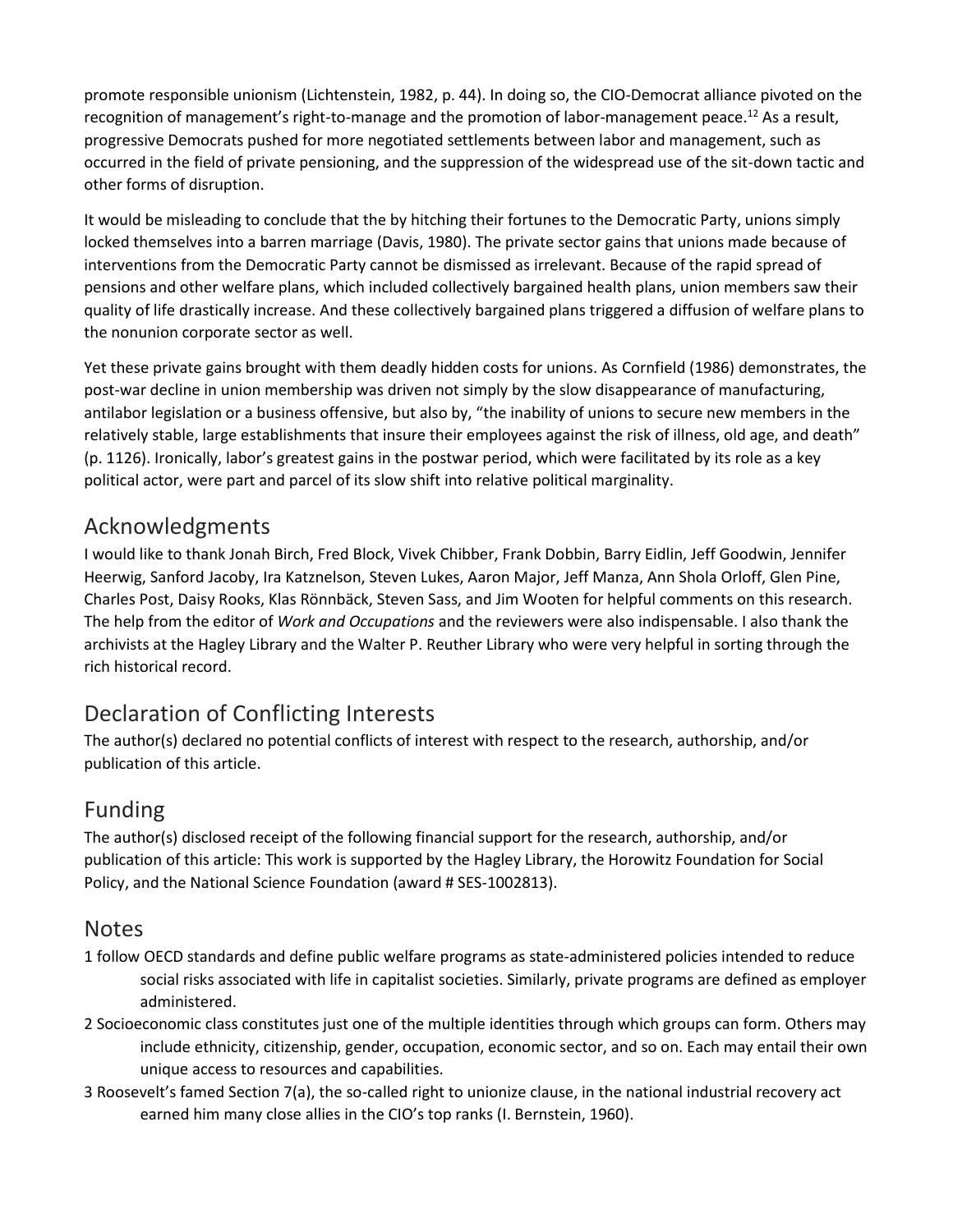promote responsible unionism (Lichtenstein, 1982, p. 44). In doing so, the CIO-Democrat alliance pivoted on the recognition of management's right-to-manage and the promotion of labor-management peace.[12] As a result, progressive Democrats pushed for more negotiated settlements between labor and management, such as occurred in the field of private pensioning, and the suppression of the widespread use of the sit-down tactic and other forms of disruption.

It would be misleading to conclude that the by hitching their fortunes to the Democratic Party, unions simply locked themselves into a barren marriage (Davis, 1980). The private sector gains that unions made because of interventions from the Democratic Party cannot be dismissed as irrelevant. Because of the rapid spread of pensions and other welfare plans, which included collectively bargained health plans, union members saw their quality of life drastically increase. And these collectively bargained plans triggered a diffusion of welfare plans to the nonunion corporate sector as well.

Yet these private gains brought with them deadly hidden costs for unions. As Cornfield (1986) demonstrates, the post-war decline in union membership was driven not simply by the slow disappearance of manufacturing, antilabor legislation or a business offensive, but also by, "the inability of unions to secure new members in the relatively stable, large establishments that insure their employees against the risk of illness, old age, and death" (p. 1126). Ironically, labor's greatest gains in the postwar period, which were facilitated by its role as a key political actor, were part and parcel of its slow shift into relative political marginality.

## Acknowledgments

I would like to thank Jonah Birch, Fred Block, Vivek Chibber, Frank Dobbin, Barry Eidlin, Jeff Goodwin, Jennifer Heerwig, Sanford Jacoby, Ira Katznelson, Steven Lukes, Aaron Major, Jeff Manza, Ann Shola Orloff, Glen Pine, Charles Post, Daisy Rooks, Klas Rönnbäck, Steven Sass, and Jim Wooten for helpful comments on this research. The help from the editor of *Work and Occupations* and the reviewers were also indispensable. I also thank the archivists at the Hagley Library and the Walter P. Reuther Library who were very helpful in sorting through the rich historical record.

## Declaration of Conflicting Interests

The author(s) declared no potential conflicts of interest with respect to the research, authorship, and/or publication of this article.

## Funding

The author(s) disclosed receipt of the following financial support for the research, authorship, and/or publication of this article: This work is supported by the Hagley Library, the Horowitz Foundation for Social Policy, and the National Science Foundation (award # SES-1002813).

## Notes

1 follow OECD standards and define public welfare programs as state-administered policies intended to reduce social risks associated with life in capitalist societies. Similarly, private programs are defined as employer administered.

2 Socioeconomic class constitutes just one of the multiple identities through which groups can form. Others may include ethnicity, citizenship, gender, occupation, economic sector, and so on. Each may entail their own unique access to resources and capabilities.

3 Roosevelt's famed Section 7(a), the so-called right to unionize clause, in the national industrial recovery act earned him many close allies in the CIO's top ranks (I. Bernstein, 1960).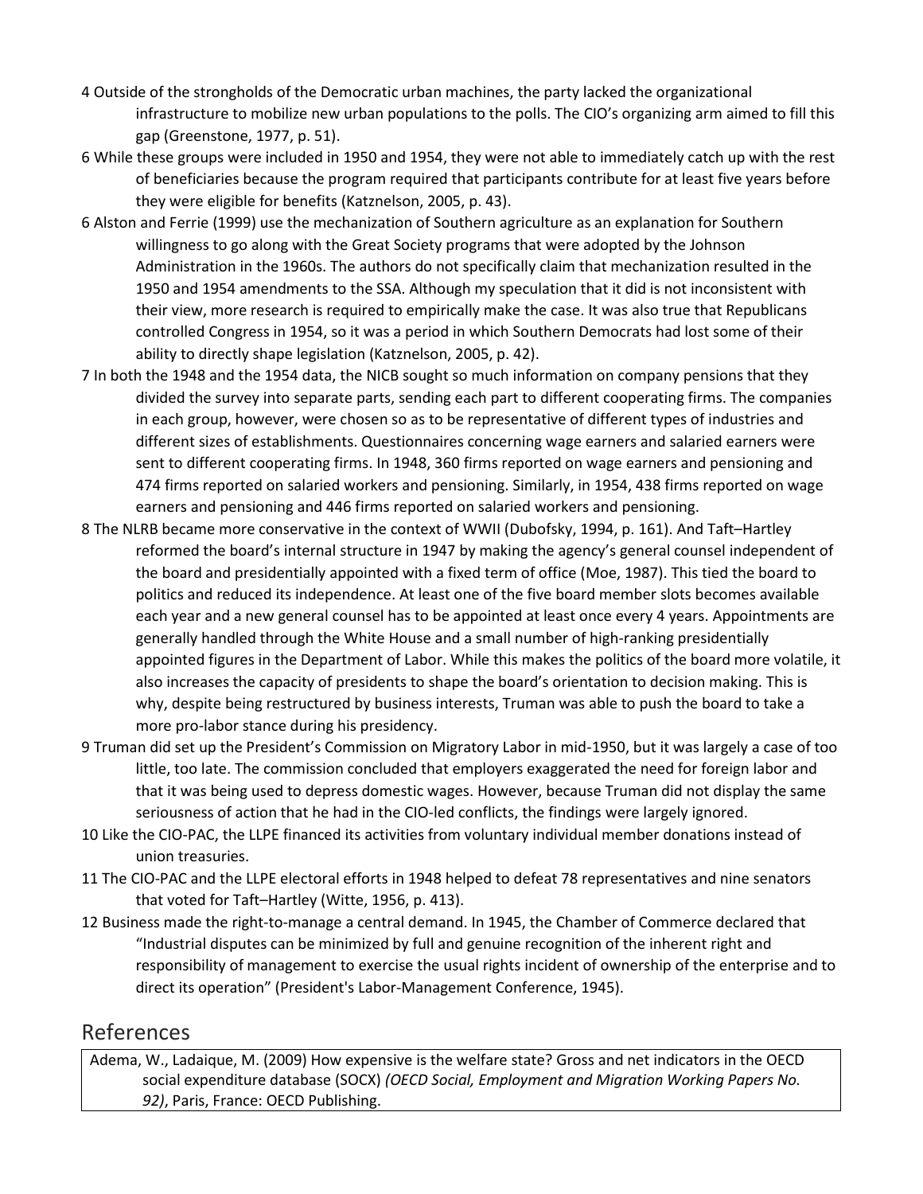4 Outside of the strongholds of the Democratic urban machines, the party lacked the organizational infrastructure to mobilize new urban populations to the polls. The CIO's organizing arm aimed to fill this gap (Greenstone, 1977, p. 51).

6 While these groups were included in 1950 and 1954, they were not able to immediately catch up with the rest of beneficiaries because the program required that participants contribute for at least five years before they were eligible for benefits (Katznelson, 2005, p. 43).

6 Alston and Ferrie (1999) use the mechanization of Southern agriculture as an explanation for Southern willingness to go along with the Great Society programs that were adopted by the Johnson Administration in the 1960s. The authors do not specifically claim that mechanization resulted in the 1950 and 1954 amendments to the SSA. Although my speculation that it did is not inconsistent with their view, more research is required to empirically make the case. It was also true that Republicans controlled Congress in 1954, so it was a period in which Southern Democrats had lost some of their ability to directly shape legislation (Katznelson, 2005, p. 42).

7 In both the 1948 and the 1954 data, the NICB sought so much information on company pensions that they divided the survey into separate parts, sending each part to different cooperating firms. The companies in each group, however, were chosen so as to be representative of different types of industries and different sizes of establishments. Questionnaires concerning wage earners and salaried earners were sent to different cooperating firms. In 1948, 360 firms reported on wage earners and pensioning and 474 firms reported on salaried workers and pensioning. Similarly, in 1954, 438 firms reported on wage earners and pensioning and 446 firms reported on salaried workers and pensioning.

8 The NLRB became more conservative in the context of WWII (Dubofsky, 1994, p. 161). And Taft–Hartley reformed the board's internal structure in 1947 by making the agency's general counsel independent of the board and presidentially appointed with a fixed term of office (Moe, 1987). This tied the board to politics and reduced its independence. At least one of the five board member slots becomes available each year and a new general counsel has to be appointed at least once every 4 years. Appointments are generally handled through the White House and a small number of high-ranking presidentially appointed figures in the Department of Labor. While this makes the politics of the board more volatile, it also increases the capacity of presidents to shape the board's orientation to decision making. This is why, despite being restructured by business interests, Truman was able to push the board to take a more pro-labor stance during his presidency.

9 Truman did set up the President's Commission on Migratory Labor in mid-1950, but it was largely a case of too little, too late. The commission concluded that employers exaggerated the need for foreign labor and that it was being used to depress domestic wages. However, because Truman did not display the same seriousness of action that he had in the CIO-led conflicts, the findings were largely ignored.

10 Like the CIO-PAC, the LLPE financed its activities from voluntary individual member donations instead of union treasuries.

11 The CIO-PAC and the LLPE electoral efforts in 1948 helped to defeat 78 representatives and nine senators that voted for Taft–Hartley (Witte, 1956, p. 413).

12 Business made the right-to-manage a central demand. In 1945, the Chamber of Commerce declared that "Industrial disputes can be minimized by full and genuine recognition of the inherent right and responsibility of management to exercise the usual rights incident of ownership of the enterprise and to direct its operation" (President's Labor-Management Conference, 1945).

## References

Adema, W., Ladaique, M. (2009) How expensive is the welfare state? Gross and net indicators in the OECD social expenditure database (SOCX) *(OECD Social, Employment and Migration Working Papers No. 92)*, Paris, France: OECD Publishing.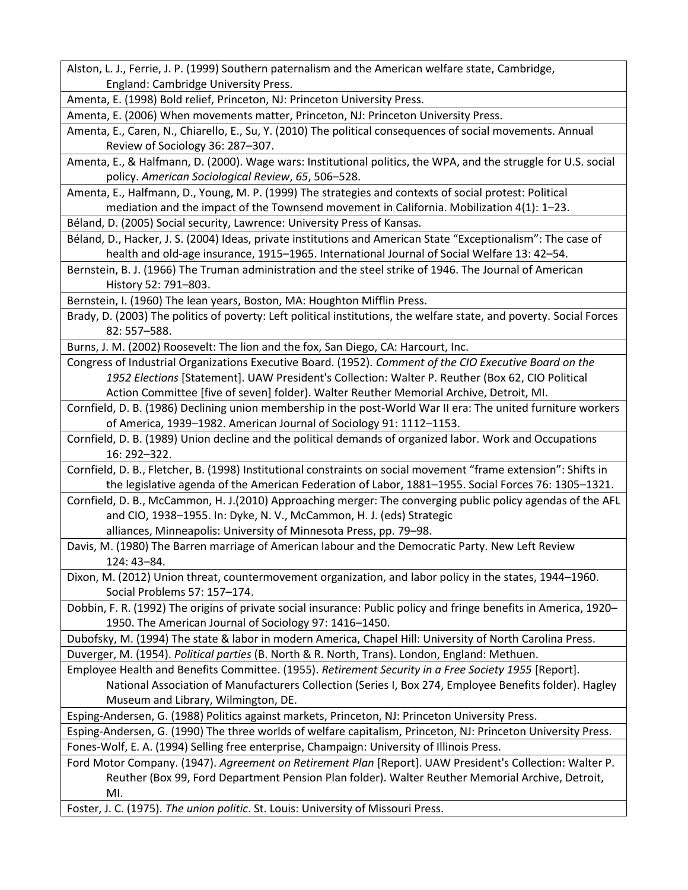Alston, L. J., Ferrie, J. P. (1999) Southern paternalism and the American welfare state, Cambridge, England: Cambridge University Press.

Amenta, E. (1998) Bold relief, Princeton, NJ: Princeton University Press.

Amenta, E. (2006) When movements matter, Princeton, NJ: Princeton University Press.

Amenta, E., Caren, N., Chiarello, E., Su, Y. (2010) The political consequences of social movements. Annual Review of Sociology 36: 287–307.

Amenta, E., & Halfmann, D. (2000). Wage wars: Institutional politics, the WPA, and the struggle for U.S. social policy. *American Sociological Review*, *65*, 506–528.

Amenta, E., Halfmann, D., Young, M. P. (1999) The strategies and contexts of social protest: Political mediation and the impact of the Townsend movement in California. Mobilization 4(1): 1–23.

Béland, D. (2005) Social security, Lawrence: University Press of Kansas.

Béland, D., Hacker, J. S. (2004) Ideas, private institutions and American State "Exceptionalism": The case of health and old-age insurance, 1915–1965. International Journal of Social Welfare 13: 42–54.

Bernstein, B. J. (1966) The Truman administration and the steel strike of 1946. The Journal of American History 52: 791–803.

Bernstein, I. (1960) The lean years, Boston, MA: Houghton Mifflin Press.

Brady, D. (2003) The politics of poverty: Left political institutions, the welfare state, and poverty. Social Forces 82: 557–588.

Burns, J. M. (2002) Roosevelt: The lion and the fox, San Diego, CA: Harcourt, Inc.

Congress of Industrial Organizations Executive Board. (1952). *Comment of the CIO Executive Board on the 1952 Elections* [Statement]. UAW President's Collection: Walter P. Reuther (Box 62, CIO Political Action Committee [five of seven] folder). Walter Reuther Memorial Archive, Detroit, MI.

Cornfield, D. B. (1986) Declining union membership in the post-World War II era: The united furniture workers of America, 1939–1982. American Journal of Sociology 91: 1112–1153.

Cornfield, D. B. (1989) Union decline and the political demands of organized labor. Work and Occupations 16: 292–322.

Cornfield, D. B., Fletcher, B. (1998) Institutional constraints on social movement "frame extension": Shifts in the legislative agenda of the American Federation of Labor, 1881–1955. Social Forces 76: 1305–1321.

Cornfield, D. B., McCammon, H. J.(2010) Approaching merger: The converging public policy agendas of the AFL and CIO, 1938–1955. In: Dyke, N. V., McCammon, H. J. (eds) Strategic alliances, Minneapolis: University of Minnesota Press, pp. 79–98.

Davis, M. (1980) The Barren marriage of American labour and the Democratic Party. New Left Review 124: 43–84.

Dixon, M. (2012) Union threat, countermovement organization, and labor policy in the states, 1944–1960. Social Problems 57: 157–174.

Dobbin, F. R. (1992) The origins of private social insurance: Public policy and fringe benefits in America, 1920–1950. The American Journal of Sociology 97: 1416–1450.

Dubofsky, M. (1994) The state & labor in modern America, Chapel Hill: University of North Carolina Press.

Duverger, M. (1954). *Political parties* (B. North & R. North, Trans). London, England: Methuen.

Employee Health and Benefits Committee. (1955). *Retirement Security in a Free Society 1955* [Report]. National Association of Manufacturers Collection (Series I, Box 274, Employee Benefits folder). Hagley Museum and Library, Wilmington, DE.

Esping-Andersen, G. (1988) Politics against markets, Princeton, NJ: Princeton University Press.

Esping-Andersen, G. (1990) The three worlds of welfare capitalism, Princeton, NJ: Princeton University Press.

Fones-Wolf, E. A. (1994) Selling free enterprise, Champaign: University of Illinois Press.

Ford Motor Company. (1947). *Agreement on Retirement Plan* [Report]. UAW President's Collection: Walter P. Reuther (Box 99, Ford Department Pension Plan folder). Walter Reuther Memorial Archive, Detroit, MI.

Foster, J. C. (1975). *The union politic*. St. Louis: University of Missouri Press.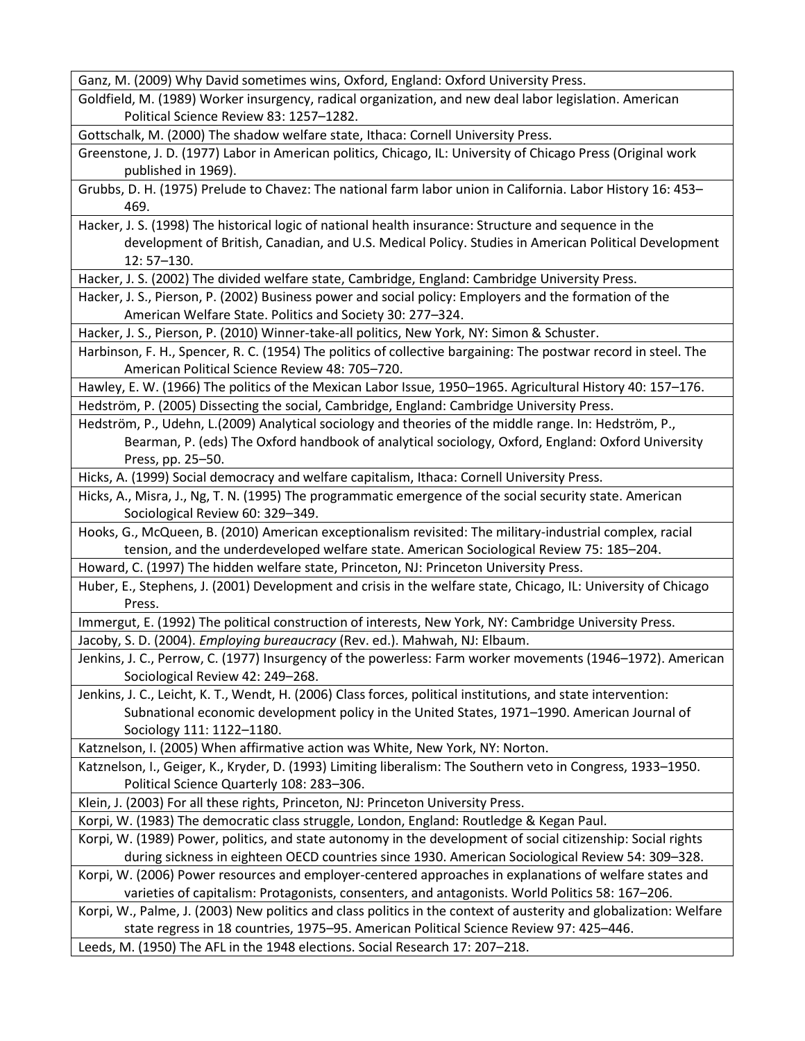Ganz, M. (2009) Why David sometimes wins, Oxford, England: Oxford University Press.

Goldfield, M. (1989) Worker insurgency, radical organization, and new deal labor legislation. American Political Science Review 83: 1257–1282.

Gottschalk, M. (2000) The shadow welfare state, Ithaca: Cornell University Press.

Greenstone, J. D. (1977) Labor in American politics, Chicago, IL: University of Chicago Press (Original work published in 1969).

Grubbs, D. H. (1975) Prelude to Chavez: The national farm labor union in California. Labor History 16: 453–469.

Hacker, J. S. (1998) The historical logic of national health insurance: Structure and sequence in the development of British, Canadian, and U.S. Medical Policy. Studies in American Political Development 12: 57–130.

Hacker, J. S. (2002) The divided welfare state, Cambridge, England: Cambridge University Press.

Hacker, J. S., Pierson, P. (2002) Business power and social policy: Employers and the formation of the American Welfare State. Politics and Society 30: 277–324.

Hacker, J. S., Pierson, P. (2010) Winner-take-all politics, New York, NY: Simon & Schuster.

Harbinson, F. H., Spencer, R. C. (1954) The politics of collective bargaining: The postwar record in steel. The American Political Science Review 48: 705–720.

Hawley, E. W. (1966) The politics of the Mexican Labor Issue, 1950–1965. Agricultural History 40: 157–176.

Hedström, P. (2005) Dissecting the social, Cambridge, England: Cambridge University Press.

Hedström, P., Udehn, L.(2009) Analytical sociology and theories of the middle range. In: Hedström, P., Bearman, P. (eds) The Oxford handbook of analytical sociology, Oxford, England: Oxford University Press, pp. 25–50.

Hicks, A. (1999) Social democracy and welfare capitalism, Ithaca: Cornell University Press.

Hicks, A., Misra, J., Ng, T. N. (1995) The programmatic emergence of the social security state. American Sociological Review 60: 329–349.

Hooks, G., McQueen, B. (2010) American exceptionalism revisited: The military-industrial complex, racial tension, and the underdeveloped welfare state. American Sociological Review 75: 185–204.

Howard, C. (1997) The hidden welfare state, Princeton, NJ: Princeton University Press.

Huber, E., Stephens, J. (2001) Development and crisis in the welfare state, Chicago, IL: University of Chicago Press.

Immergut, E. (1992) The political construction of interests, New York, NY: Cambridge University Press.

Jacoby, S. D. (2004). *Employing bureaucracy* (Rev. ed.). Mahwah, NJ: Elbaum.

Jenkins, J. C., Perrow, C. (1977) Insurgency of the powerless: Farm worker movements (1946–1972). American Sociological Review 42: 249–268.

Jenkins, J. C., Leicht, K. T., Wendt, H. (2006) Class forces, political institutions, and state intervention: Subnational economic development policy in the United States, 1971–1990. American Journal of Sociology 111: 1122–1180.

Katznelson, I. (2005) When affirmative action was White, New York, NY: Norton.

Katznelson, I., Geiger, K., Kryder, D. (1993) Limiting liberalism: The Southern veto in Congress, 1933–1950. Political Science Quarterly 108: 283–306.

Klein, J. (2003) For all these rights, Princeton, NJ: Princeton University Press.

Korpi, W. (1983) The democratic class struggle, London, England: Routledge & Kegan Paul.

Korpi, W. (1989) Power, politics, and state autonomy in the development of social citizenship: Social rights during sickness in eighteen OECD countries since 1930. American Sociological Review 54: 309–328.

Korpi, W. (2006) Power resources and employer-centered approaches in explanations of welfare states and varieties of capitalism: Protagonists, consenters, and antagonists. World Politics 58: 167–206.

Korpi, W., Palme, J. (2003) New politics and class politics in the context of austerity and globalization: Welfare state regress in 18 countries, 1975–95. American Political Science Review 97: 425–446.

Leeds, M. (1950) The AFL in the 1948 elections. Social Research 17: 207–218.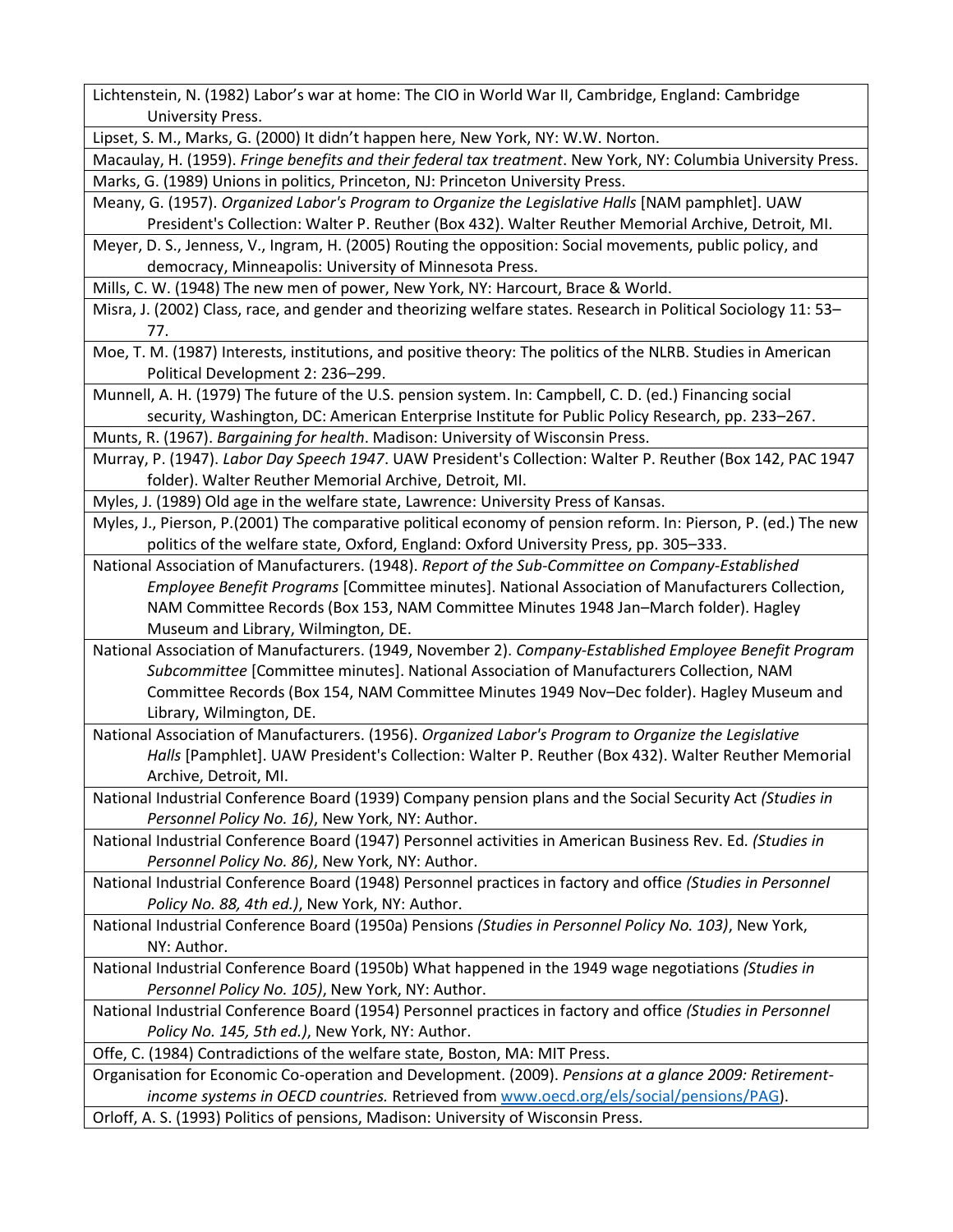Lichtenstein, N. (1982) Labor's war at home: The CIO in World War II, Cambridge, England: Cambridge University Press.

Lipset, S. M., Marks, G. (2000) It didn't happen here, New York, NY: W.W. Norton.

Macaulay, H. (1959). *Fringe benefits and their federal tax treatment*. New York, NY: Columbia University Press.

Marks, G. (1989) Unions in politics, Princeton, NJ: Princeton University Press.

Meany, G. (1957). *Organized Labor's Program to Organize the Legislative Halls* [NAM pamphlet]. UAW President's Collection: Walter P. Reuther (Box 432). Walter Reuther Memorial Archive, Detroit, MI.

Meyer, D. S., Jenness, V., Ingram, H. (2005) Routing the opposition: Social movements, public policy, and democracy, Minneapolis: University of Minnesota Press.

Mills, C. W. (1948) The new men of power, New York, NY: Harcourt, Brace & World.

Misra, J. (2002) Class, race, and gender and theorizing welfare states. Research in Political Sociology 11: 53–77.

Moe, T. M. (1987) Interests, institutions, and positive theory: The politics of the NLRB. Studies in American Political Development 2: 236–299.

Munnell, A. H. (1979) The future of the U.S. pension system. In: Campbell, C. D. (ed.) Financing social security, Washington, DC: American Enterprise Institute for Public Policy Research, pp. 233–267.

Munts, R. (1967). *Bargaining for health*. Madison: University of Wisconsin Press.

Murray, P. (1947). *Labor Day Speech 1947*. UAW President's Collection: Walter P. Reuther (Box 142, PAC 1947 folder). Walter Reuther Memorial Archive, Detroit, MI.

Myles, J. (1989) Old age in the welfare state, Lawrence: University Press of Kansas.

Myles, J., Pierson, P.(2001) The comparative political economy of pension reform. In: Pierson, P. (ed.) The new politics of the welfare state, Oxford, England: Oxford University Press, pp. 305–333.

National Association of Manufacturers. (1948). *Report of the Sub-Committee on Company-Established Employee Benefit Programs* [Committee minutes]. National Association of Manufacturers Collection, NAM Committee Records (Box 153, NAM Committee Minutes 1948 Jan–March folder). Hagley Museum and Library, Wilmington, DE.

National Association of Manufacturers. (1949, November 2). *Company-Established Employee Benefit Program Subcommittee* [Committee minutes]. National Association of Manufacturers Collection, NAM Committee Records (Box 154, NAM Committee Minutes 1949 Nov–Dec folder). Hagley Museum and Library, Wilmington, DE.

National Association of Manufacturers. (1956). *Organized Labor's Program to Organize the Legislative Halls* [Pamphlet]. UAW President's Collection: Walter P. Reuther (Box 432). Walter Reuther Memorial Archive, Detroit, MI.

National Industrial Conference Board (1939) Company pension plans and the Social Security Act *(Studies in Personnel Policy No. 16)*, New York, NY: Author.

National Industrial Conference Board (1947) Personnel activities in American Business Rev. Ed. *(Studies in Personnel Policy No. 86)*, New York, NY: Author.

National Industrial Conference Board (1948) Personnel practices in factory and office *(Studies in Personnel Policy No. 88, 4th ed.)*, New York, NY: Author.

National Industrial Conference Board (1950a) Pensions *(Studies in Personnel Policy No. 103)*, New York, NY: Author.

National Industrial Conference Board (1950b) What happened in the 1949 wage negotiations *(Studies in Personnel Policy No. 105)*, New York, NY: Author.

National Industrial Conference Board (1954) Personnel practices in factory and office *(Studies in Personnel Policy No. 145, 5th ed.)*, New York, NY: Author.

Offe, C. (1984) Contradictions of the welfare state, Boston, MA: MIT Press.

Organisation for Economic Co-operation and Development. (2009). *Pensions at a glance 2009: Retirement-income systems in OECD countries.* Retrieved from www.oecd.org/els/social/pensions/PAG).

Orloff, A. S. (1993) Politics of pensions, Madison: University of Wisconsin Press.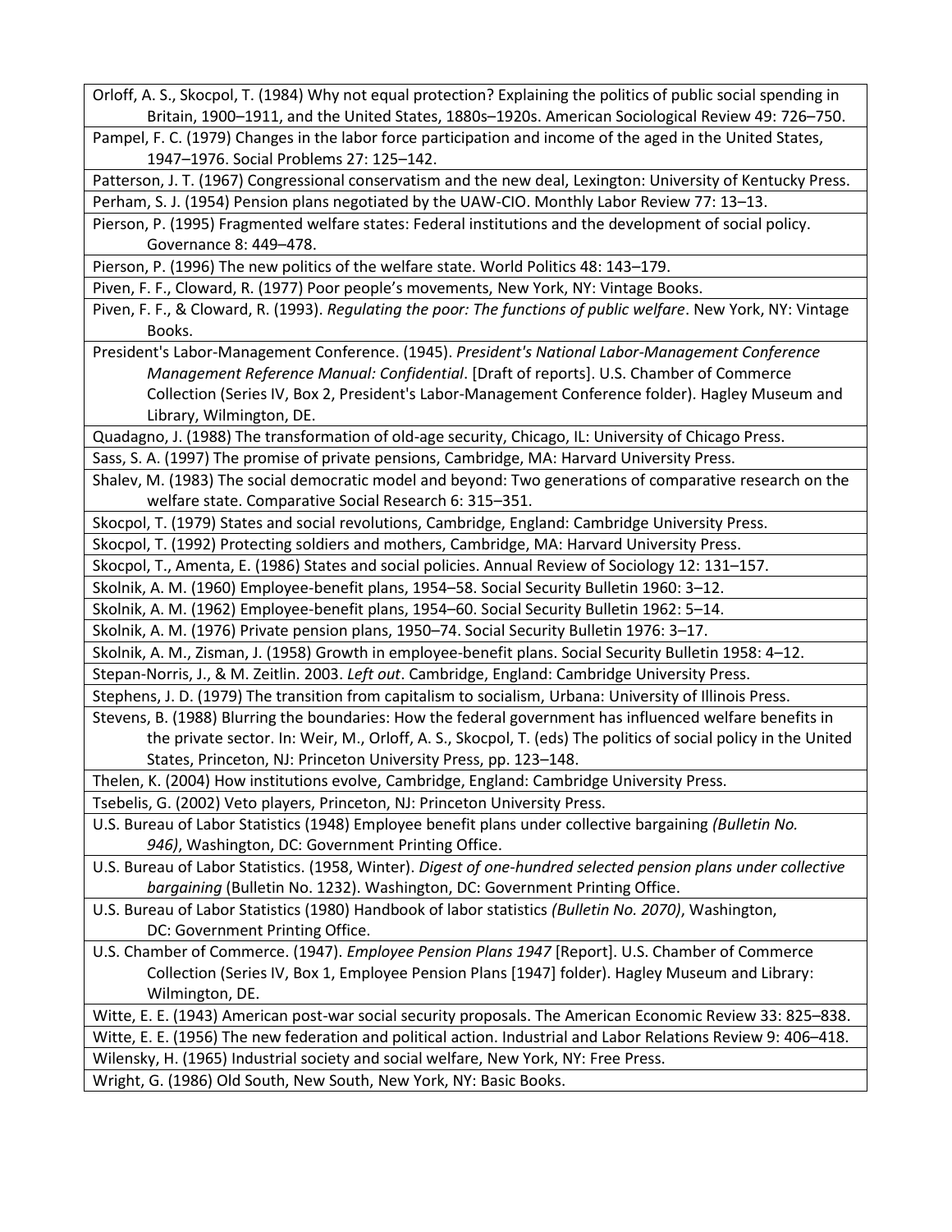Orloff, A. S., Skocpol, T. (1984) Why not equal protection? Explaining the politics of public social spending in Britain, 1900–1911, and the United States, 1880s–1920s. American Sociological Review 49: 726–750.

Pampel, F. C. (1979) Changes in the labor force participation and income of the aged in the United States, 1947–1976. Social Problems 27: 125–142.

Patterson, J. T. (1967) Congressional conservatism and the new deal, Lexington: University of Kentucky Press.

Perham, S. J. (1954) Pension plans negotiated by the UAW-CIO. Monthly Labor Review 77: 13–13.

Pierson, P. (1995) Fragmented welfare states: Federal institutions and the development of social policy. Governance 8: 449–478.

Pierson, P. (1996) The new politics of the welfare state. World Politics 48: 143–179.

Piven, F. F., Cloward, R. (1977) Poor people's movements, New York, NY: Vintage Books.

Piven, F. F., & Cloward, R. (1993). *Regulating the poor: The functions of public welfare*. New York, NY: Vintage Books.

President's Labor-Management Conference. (1945). *President's National Labor-Management Conference Management Reference Manual: Confidential*. [Draft of reports]. U.S. Chamber of Commerce Collection (Series IV, Box 2, President's Labor-Management Conference folder). Hagley Museum and Library, Wilmington, DE.

Quadagno, J. (1988) The transformation of old-age security, Chicago, IL: University of Chicago Press.

Sass, S. A. (1997) The promise of private pensions, Cambridge, MA: Harvard University Press.

Shalev, M. (1983) The social democratic model and beyond: Two generations of comparative research on the welfare state. Comparative Social Research 6: 315–351.

Skocpol, T. (1979) States and social revolutions, Cambridge, England: Cambridge University Press.

Skocpol, T. (1992) Protecting soldiers and mothers, Cambridge, MA: Harvard University Press.

Skocpol, T., Amenta, E. (1986) States and social policies. Annual Review of Sociology 12: 131–157.

Skolnik, A. M. (1960) Employee-benefit plans, 1954–58. Social Security Bulletin 1960: 3–12.

Skolnik, A. M. (1962) Employee-benefit plans, 1954–60. Social Security Bulletin 1962: 5–14.

Skolnik, A. M. (1976) Private pension plans, 1950–74. Social Security Bulletin 1976: 3–17.

Skolnik, A. M., Zisman, J. (1958) Growth in employee-benefit plans. Social Security Bulletin 1958: 4–12.

Stepan-Norris, J., & M. Zeitlin. 2003. *Left out*. Cambridge, England: Cambridge University Press.

Stephens, J. D. (1979) The transition from capitalism to socialism, Urbana: University of Illinois Press.

Stevens, B. (1988) Blurring the boundaries: How the federal government has influenced welfare benefits in the private sector. In: Weir, M., Orloff, A. S., Skocpol, T. (eds) The politics of social policy in the United States, Princeton, NJ: Princeton University Press, pp. 123–148.

Thelen, K. (2004) How institutions evolve, Cambridge, England: Cambridge University Press.

Tsebelis, G. (2002) Veto players, Princeton, NJ: Princeton University Press.

U.S. Bureau of Labor Statistics (1948) Employee benefit plans under collective bargaining *(Bulletin No. 946)*, Washington, DC: Government Printing Office.

U.S. Bureau of Labor Statistics. (1958, Winter). *Digest of one-hundred selected pension plans under collective bargaining* (Bulletin No. 1232). Washington, DC: Government Printing Office.

U.S. Bureau of Labor Statistics (1980) Handbook of labor statistics *(Bulletin No. 2070)*, Washington, DC: Government Printing Office.

U.S. Chamber of Commerce. (1947). *Employee Pension Plans 1947* [Report]. U.S. Chamber of Commerce Collection (Series IV, Box 1, Employee Pension Plans [1947] folder). Hagley Museum and Library: Wilmington, DE.

Witte, E. E. (1943) American post-war social security proposals. The American Economic Review 33: 825–838.

Witte, E. E. (1956) The new federation and political action. Industrial and Labor Relations Review 9: 406–418.

Wilensky, H. (1965) Industrial society and social welfare, New York, NY: Free Press.

Wright, G. (1986) Old South, New South, New York, NY: Basic Books.